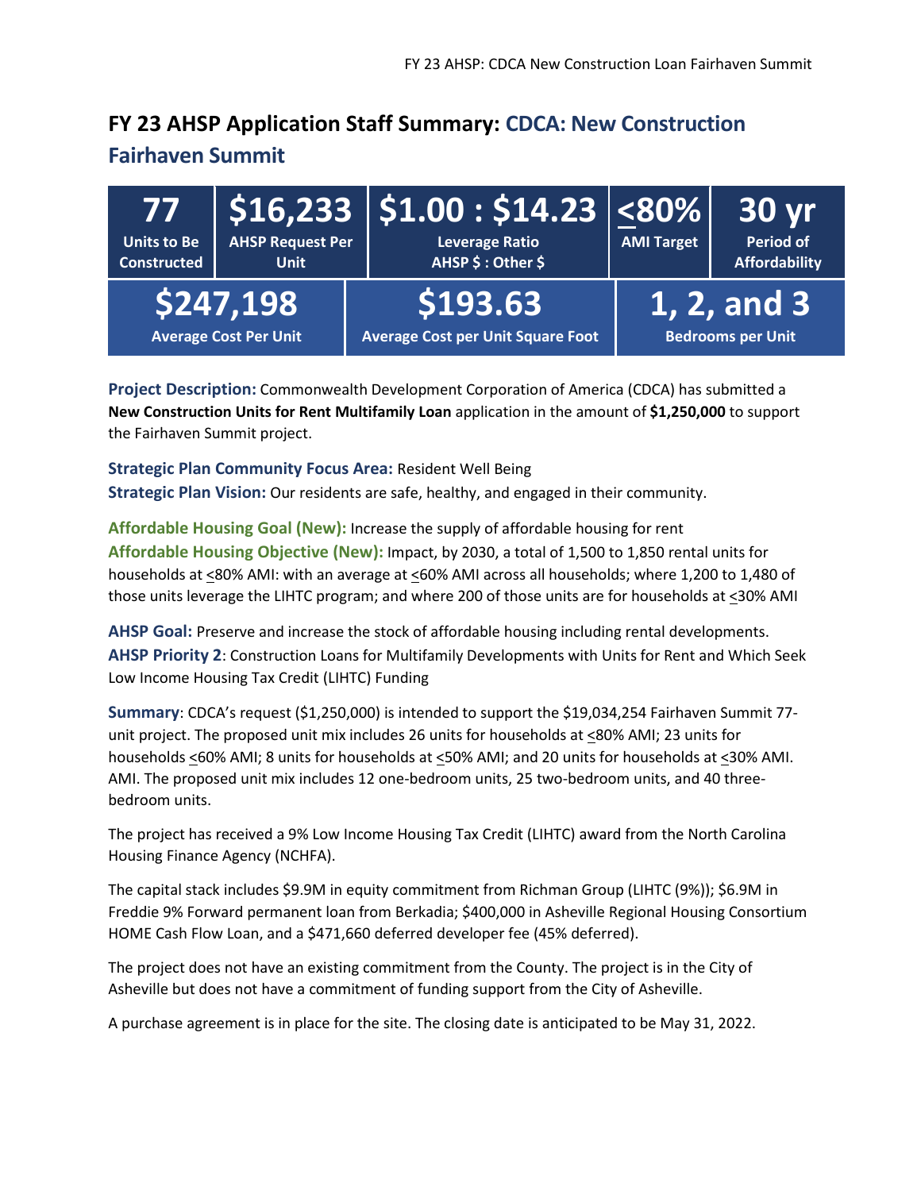# FY 23 AHSP Application Staff Summary: CDCA: New Construction Fairhaven Summit

| 77 | $16,233 | $1.00 : $14.23 | <80% | 30 yr |
|---|---|---|---|---|
| Units to Be Constructed | AHSP Request Per Unit | Leverage Ratio AHSP $ : Other $ | AMI Target | Period of Affordability |

| $247,198 | $193.63 | 1, 2, and 3 |
|---|---|---|
| Average Cost Per Unit | Average Cost per Unit Square Foot | Bedrooms per Unit |

**Project Description:** Commonwealth Development Corporation of America (CDCA) has submitted a **New Construction Units for Rent Multifamily Loan** application in the amount of **$1,250,000** to support the Fairhaven Summit project.

**Strategic Plan Community Focus Area:** Resident Well Being
**Strategic Plan Vision:** Our residents are safe, healthy, and engaged in their community.

**Affordable Housing Goal (New):** Increase the supply of affordable housing for rent
**Affordable Housing Objective (New):** Impact, by 2030, a total of 1,500 to 1,850 rental units for households at <80% AMI: with an average at <60% AMI across all households; where 1,200 to 1,480 of those units leverage the LIHTC program; and where 200 of those units are for households at <30% AMI

**AHSP Goal:** Preserve and increase the stock of affordable housing including rental developments.
**AHSP Priority 2**: Construction Loans for Multifamily Developments with Units for Rent and Which Seek Low Income Housing Tax Credit (LIHTC) Funding

**Summary**: CDCA's request ($1,250,000) is intended to support the $19,034,254 Fairhaven Summit 77-unit project. The proposed unit mix includes 26 units for households at <80% AMI; 23 units for households <60% AMI; 8 units for households at <50% AMI; and 20 units for households at <30% AMI. AMI. The proposed unit mix includes 12 one-bedroom units, 25 two-bedroom units, and 40 three-bedroom units.

The project has received a 9% Low Income Housing Tax Credit (LIHTC) award from the North Carolina Housing Finance Agency (NCHFA).

The capital stack includes $9.9M in equity commitment from Richman Group (LIHTC (9%)); $6.9M in Freddie 9% Forward permanent loan from Berkadia; $400,000 in Asheville Regional Housing Consortium HOME Cash Flow Loan, and a $471,660 deferred developer fee (45% deferred).

The project does not have an existing commitment from the County. The project is in the City of Asheville but does not have a commitment of funding support from the City of Asheville.

A purchase agreement is in place for the site. The closing date is anticipated to be May 31, 2022.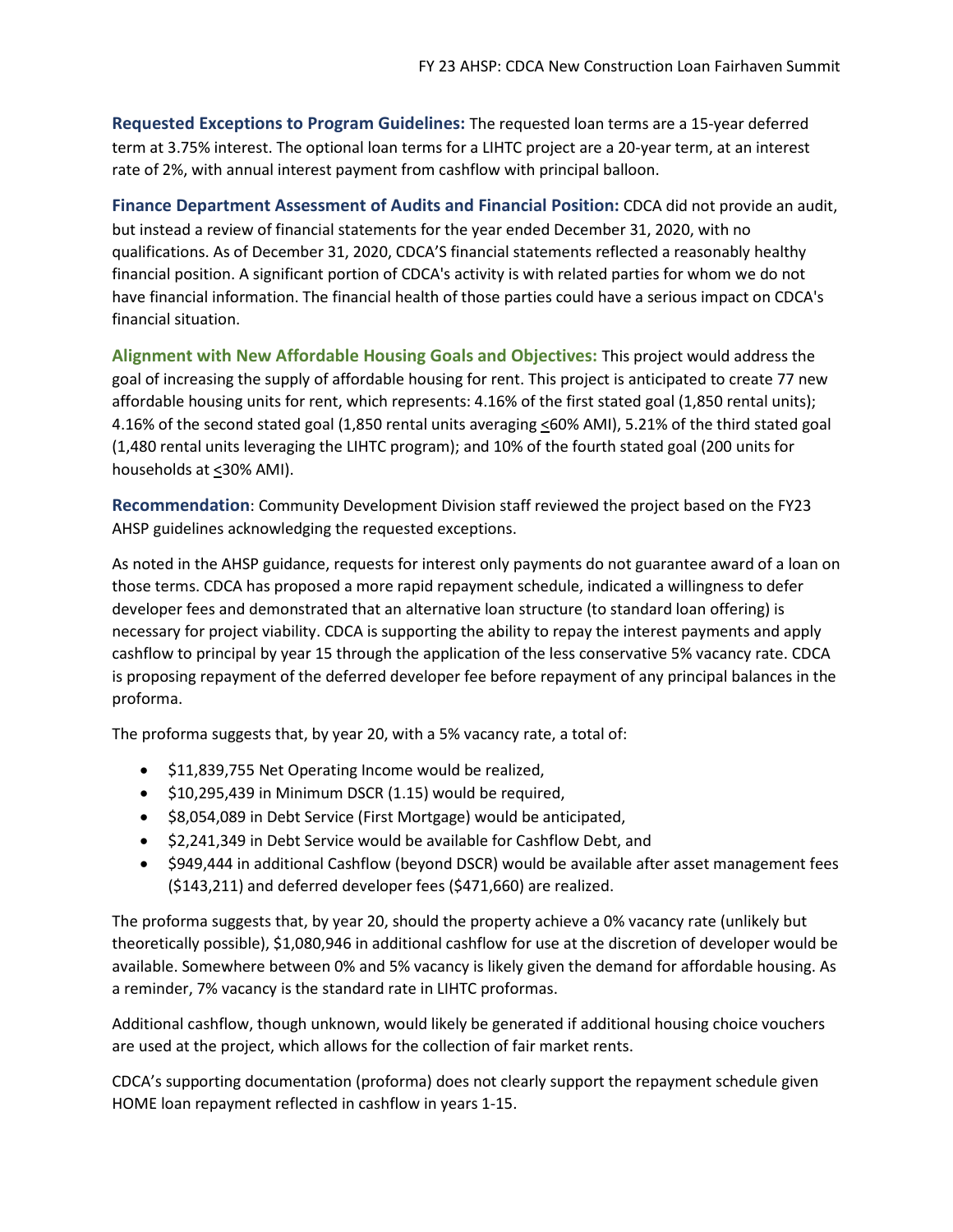**Requested Exceptions to Program Guidelines:** The requested loan terms are a 15-year deferred term at 3.75% interest. The optional loan terms for a LIHTC project are a 20-year term, at an interest rate of 2%, with annual interest payment from cashflow with principal balloon.

**Finance Department Assessment of Audits and Financial Position:** CDCA did not provide an audit, but instead a review of financial statements for the year ended December 31, 2020, with no qualifications. As of December 31, 2020, CDCA'S financial statements reflected a reasonably healthy financial position. A significant portion of CDCA's activity is with related parties for whom we do not have financial information. The financial health of those parties could have a serious impact on CDCA's financial situation.

**Alignment with New Affordable Housing Goals and Objectives:** This project would address the goal of increasing the supply of affordable housing for rent. This project is anticipated to create 77 new affordable housing units for rent, which represents: 4.16% of the first stated goal (1,850 rental units); 4.16% of the second stated goal (1,850 rental units averaging ≤60% AMI), 5.21% of the third stated goal (1,480 rental units leveraging the LIHTC program); and 10% of the fourth stated goal (200 units for households at ≤30% AMI).

**Recommendation**: Community Development Division staff reviewed the project based on the FY23 AHSP guidelines acknowledging the requested exceptions.

As noted in the AHSP guidance, requests for interest only payments do not guarantee award of a loan on those terms. CDCA has proposed a more rapid repayment schedule, indicated a willingness to defer developer fees and demonstrated that an alternative loan structure (to standard loan offering) is necessary for project viability. CDCA is supporting the ability to repay the interest payments and apply cashflow to principal by year 15 through the application of the less conservative 5% vacancy rate. CDCA is proposing repayment of the deferred developer fee before repayment of any principal balances in the proforma.

The proforma suggests that, by year 20, with a 5% vacancy rate, a total of:

- $11,839,755 Net Operating Income would be realized,
- $10,295,439 in Minimum DSCR (1.15) would be required,
- $8,054,089 in Debt Service (First Mortgage) would be anticipated,
- $2,241,349 in Debt Service would be available for Cashflow Debt, and
- $949,444 in additional Cashflow (beyond DSCR) would be available after asset management fees ($143,211) and deferred developer fees ($471,660) are realized.

The proforma suggests that, by year 20, should the property achieve a 0% vacancy rate (unlikely but theoretically possible), $1,080,946 in additional cashflow for use at the discretion of developer would be available. Somewhere between 0% and 5% vacancy is likely given the demand for affordable housing. As a reminder, 7% vacancy is the standard rate in LIHTC proformas.

Additional cashflow, though unknown, would likely be generated if additional housing choice vouchers are used at the project, which allows for the collection of fair market rents.

CDCA's supporting documentation (proforma) does not clearly support the repayment schedule given HOME loan repayment reflected in cashflow in years 1-15.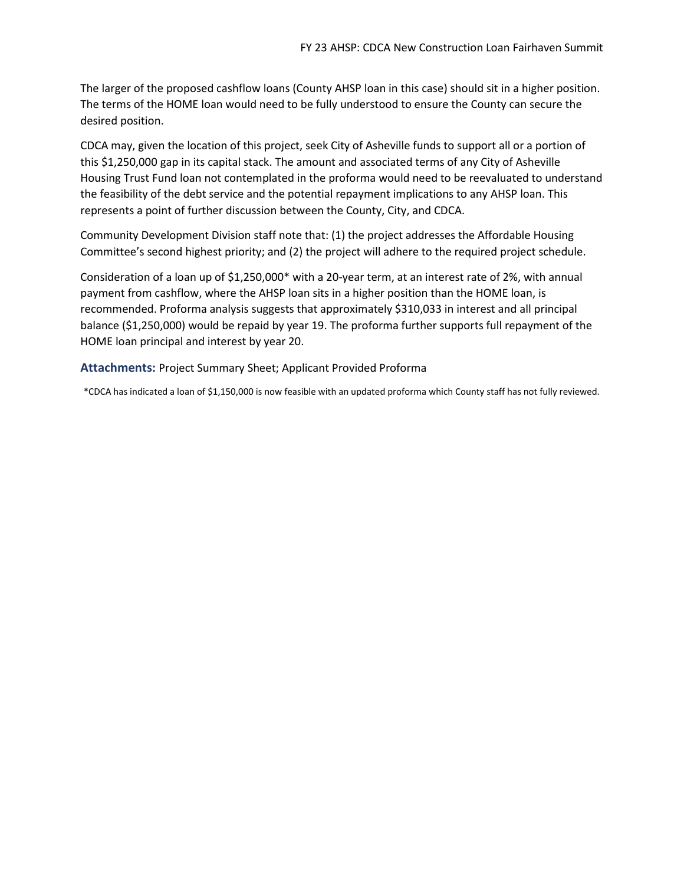The larger of the proposed cashflow loans (County AHSP loan in this case) should sit in a higher position. The terms of the HOME loan would need to be fully understood to ensure the County can secure the desired position.

CDCA may, given the location of this project, seek City of Asheville funds to support all or a portion of this $1,250,000 gap in its capital stack. The amount and associated terms of any City of Asheville Housing Trust Fund loan not contemplated in the proforma would need to be reevaluated to understand the feasibility of the debt service and the potential repayment implications to any AHSP loan. This represents a point of further discussion between the County, City, and CDCA.

Community Development Division staff note that: (1) the project addresses the Affordable Housing Committee's second highest priority; and (2) the project will adhere to the required project schedule.

Consideration of a loan up of $1,250,000* with a 20-year term, at an interest rate of 2%, with annual payment from cashflow, where the AHSP loan sits in a higher position than the HOME loan, is recommended. Proforma analysis suggests that approximately $310,033 in interest and all principal balance ($1,250,000) would be repaid by year 19. The proforma further supports full repayment of the HOME loan principal and interest by year 20.

**Attachments:** Project Summary Sheet; Applicant Provided Proforma

*CDCA has indicated a loan of $1,150,000 is now feasible with an updated proforma which County staff has not fully reviewed.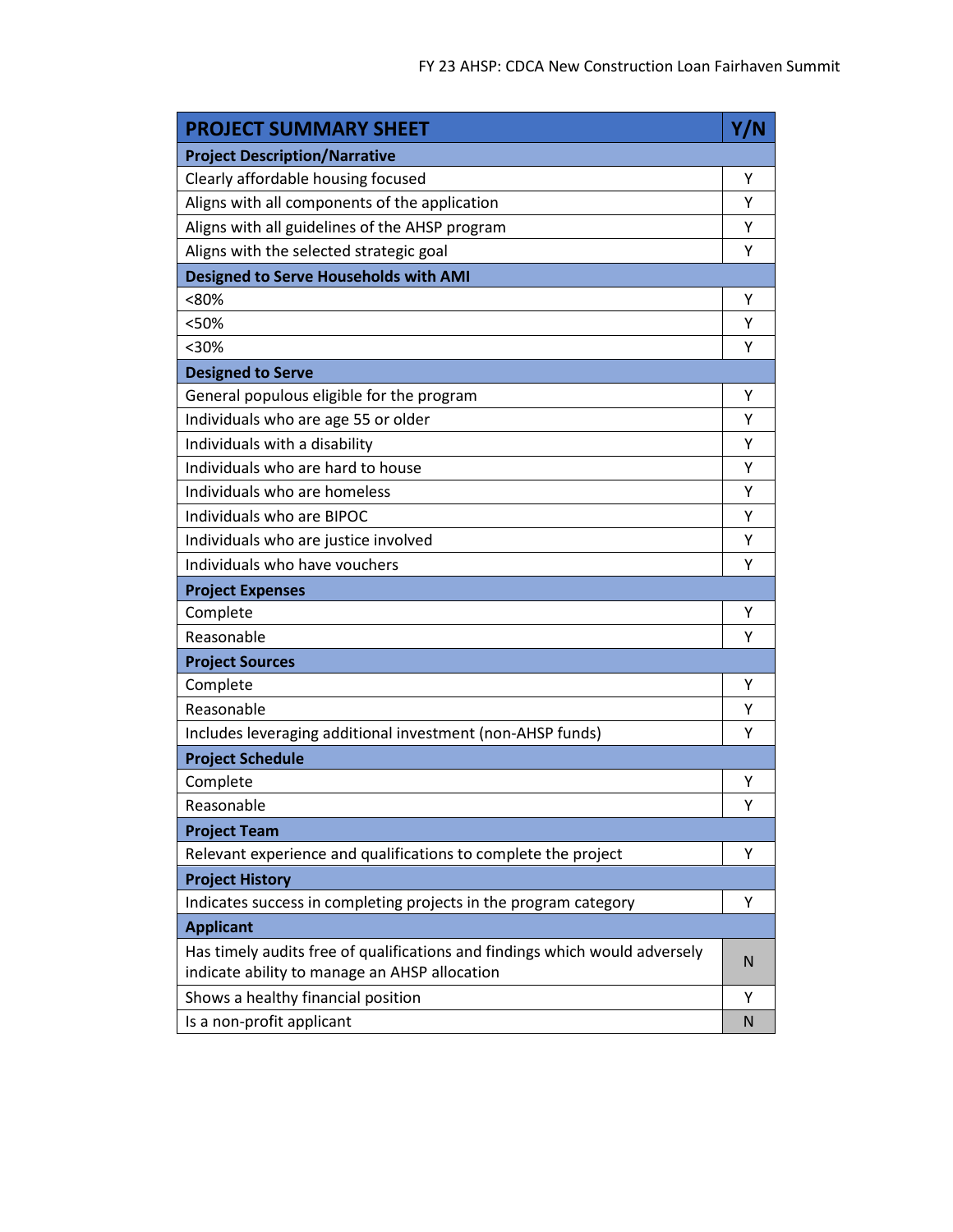| PROJECT SUMMARY SHEET | Y/N |
|---|---|
| **Project Description/Narrative** | |
| Clearly affordable housing focused | Y |
| Aligns with all components of the application | Y |
| Aligns with all guidelines of the AHSP program | Y |
| Aligns with the selected strategic goal | Y |
| **Designed to Serve Households with AMI** | |
| <80% | Y |
| <50% | Y |
| <30% | Y |
| **Designed to Serve** | |
| General populous eligible for the program | Y |
| Individuals who are age 55 or older | Y |
| Individuals with a disability | Y |
| Individuals who are hard to house | Y |
| Individuals who are homeless | Y |
| Individuals who are BIPOC | Y |
| Individuals who are justice involved | Y |
| Individuals who have vouchers | Y |
| **Project Expenses** | |
| Complete | Y |
| Reasonable | Y |
| **Project Sources** | |
| Complete | Y |
| Reasonable | Y |
| Includes leveraging additional investment (non-AHSP funds) | Y |
| **Project Schedule** | |
| Complete | Y |
| Reasonable | Y |
| **Project Team** | |
| Relevant experience and qualifications to complete the project | Y |
| **Project History** | |
| Indicates success in completing projects in the program category | Y |
| **Applicant** | |
| Has timely audits free of qualifications and findings which would adversely indicate ability to manage an AHSP allocation | N |
| Shows a healthy financial position | Y |
| Is a non-profit applicant | N |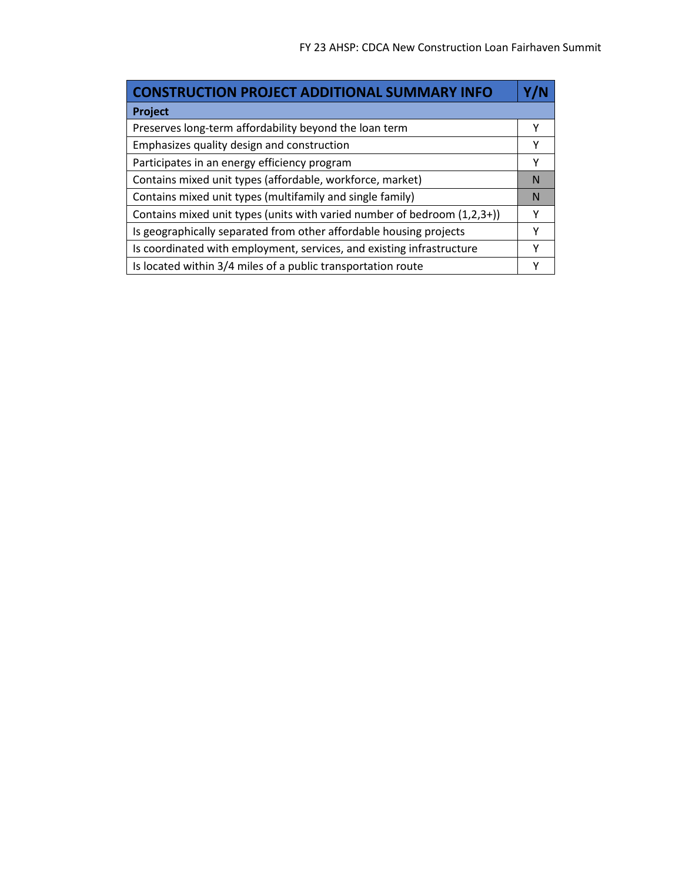| CONSTRUCTION PROJECT ADDITIONAL SUMMARY INFO | Y/N |
| --- | --- |
| **Project** | |
| Preserves long-term affordability beyond the loan term | Y |
| Emphasizes quality design and construction | Y |
| Participates in an energy efficiency program | Y |
| Contains mixed unit types (affordable, workforce, market) | N |
| Contains mixed unit types (multifamily and single family) | N |
| Contains mixed unit types (units with varied number of bedroom (1,2,3+)) | Y |
| Is geographically separated from other affordable housing projects | Y |
| Is coordinated with employment, services, and existing infrastructure | Y |
| Is located within 3/4 miles of a public transportation route | Y |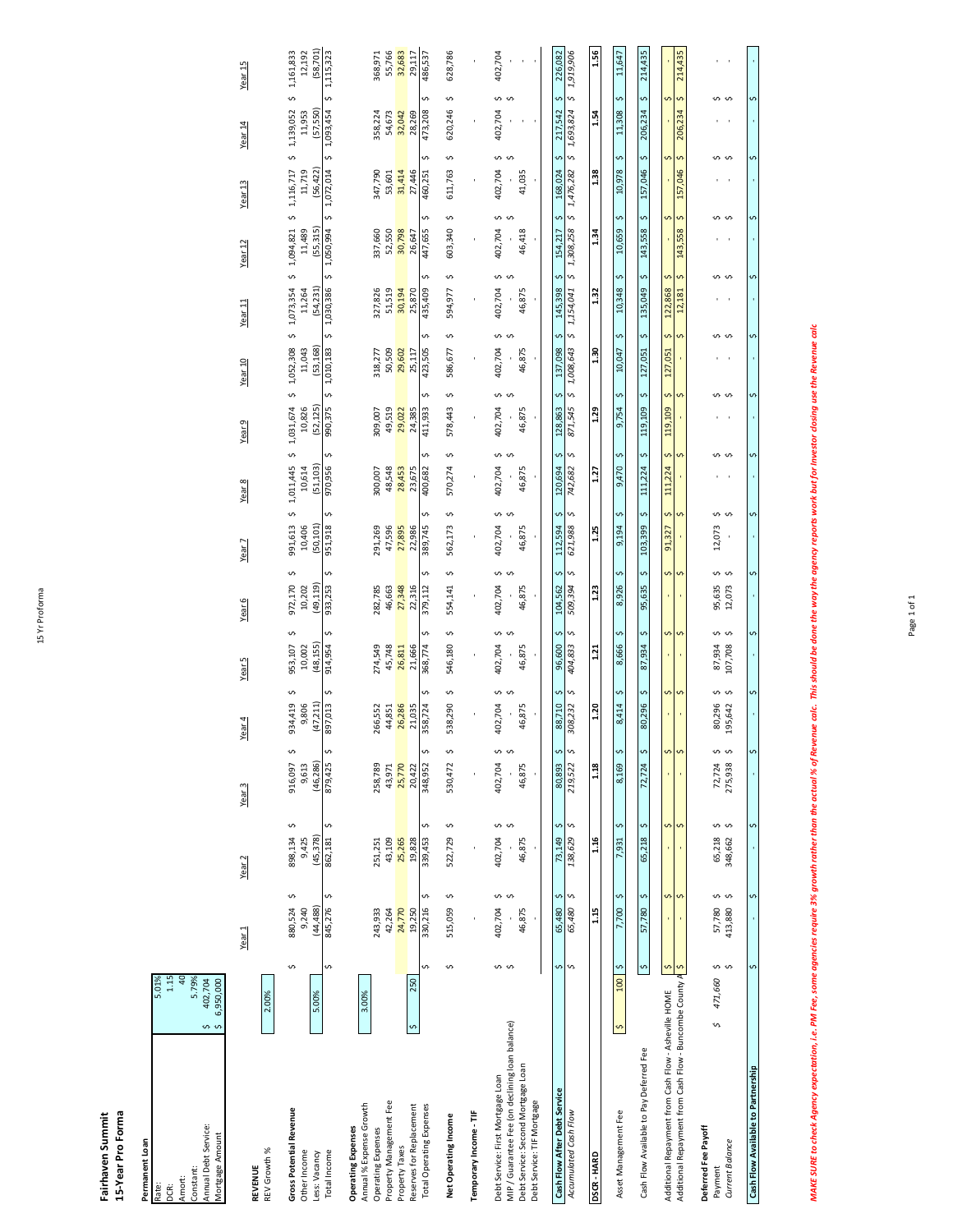# Fairhaven Summit

## 15-Year Pro Forma

**Permanent Loan**

| | |
|---|---|
| Rate: | 5.01% |
| DCR: | 1.15 |
| Amort: | 40 |
| Constant: | 5.79% |
| Annual Debt Service: | $ 402,704 |
| Mortgage Amount | $ 6,950,000 |

| | | Year 1 | Year 2 | Year 3 | Year 4 | Year 5 | Year 6 | Year 7 | Year 8 | Year 9 | Year 10 | Year 11 | Year 12 | Year 13 | Year 14 | Year 15 |
|---|---|---|---|---|---|---|---|---|---|---|---|---|---|---|---|---|
| **REVENUE** | | | | | | | | | | | | | | | | |
| REV Growth % | 2.00% | | | | | | | | | | | | | | | |
| **Gross Potential Revenue** | | $ 880,524 | $ 898,134 | $ 916,097 | $ 934,419 | $ 953,107 | $ 972,170 | $ 991,613 | $ 1,011,445 | $ 1,031,674 | $ 1,052,308 | $ 1,073,354 | $ 1,094,821 | $ 1,116,717 | $ 1,139,052 | $ 1,161,833 |
| Other Income | | 9,240 | 9,425 | 9,613 | 9,806 | 10,002 | 10,202 | 10,406 | 10,614 | 10,826 | 11,043 | 11,264 | 11,489 | 11,719 | 11,953 | 12,192 |
| Less: Vacancy | 5.00% | (44,488) | (45,378) | (46,286) | (47,211) | (48,155) | (49,119) | (50,101) | (51,103) | (52,125) | (53,168) | (54,231) | (55,315) | (56,422) | (57,550) | (58,701) |
| Total Income | | $ 845,276 | $ 862,181 | $ 879,425 | $ 897,013 | $ 914,954 | $ 933,253 | $ 951,918 | $ 970,956 | $ 990,375 | $ 1,010,183 | $ 1,030,386 | $ 1,050,994 | $ 1,072,014 | $ 1,093,454 | $ 1,115,323 |
| **Operating Expenses** | | | | | | | | | | | | | | | | |
| Annual % Expense Growth | 3.00% | | | | | | | | | | | | | | | |
| Operating Expenses | | 243,933 | 251,251 | 258,789 | 266,552 | 274,549 | 282,785 | 291,269 | 300,007 | 309,007 | 318,277 | 327,826 | 337,660 | 347,790 | 358,224 | 368,971 |
| Property Management Fee | | 42,264 | 43,109 | 43,971 | 44,851 | 45,748 | 46,663 | 47,596 | 48,548 | 49,519 | 50,509 | 51,519 | 52,550 | 53,601 | 54,673 | 55,766 |
| Property Taxes | | 24,770 | 25,265 | 25,770 | 26,286 | 26,811 | 27,348 | 27,895 | 28,453 | 29,022 | 29,602 | 30,194 | 30,798 | 31,414 | 32,042 | 32,683 |
| Reserves for Replacement | $ 250 | 19,250 | 19,828 | 20,422 | 21,035 | 21,666 | 22,316 | 22,986 | 23,675 | 24,385 | 25,117 | 25,870 | 26,647 | 27,446 | 28,269 | 29,117 |
| Total Operating Expenses | | $ 330,216 | $ 339,453 | $ 348,952 | $ 358,724 | $ 368,774 | $ 379,112 | $ 389,745 | $ 400,682 | $ 411,933 | $ 423,505 | $ 435,409 | $ 447,655 | $ 460,251 | $ 473,208 | $ 486,537 |
| **Net Operating Income** | | $ 515,059 | $ 522,729 | $ 530,472 | $ 538,290 | $ 546,180 | $ 554,141 | $ 562,173 | $ 570,274 | $ 578,443 | $ 586,677 | $ 594,977 | $ 603,340 | $ 611,763 | $ 620,246 | $ 628,786 |
| **Temporary Income - TIF** | | - | - | - | - | - | - | - | - | - | - | - | - | - | - | - |
| Debt Service: First Mortgage Loan | | $ 402,704 | $ 402,704 | $ 402,704 | $ 402,704 | $ 402,704 | $ 402,704 | $ 402,704 | $ 402,704 | $ 402,704 | $ 402,704 | $ 402,704 | $ 402,704 | $ 402,704 | $ 402,704 | $ 402,704 |
| MIP / Guarantee Fee (on declining loan balance) | | $ - | $ - | $ - | $ - | $ - | $ - | $ - | $ - | $ - | $ - | $ - | $ - | $ - | $ - | $ - |
| Debt Service: Second Mortgage Loan | | 46,875 | 46,875 | 46,875 | 46,875 | 46,875 | 46,875 | 46,875 | 46,875 | 46,875 | 46,875 | 46,875 | 46,418 | 41,035 | - | - |
| Debt Service: TIF Mortgage | | - | - | - | - | - | - | - | - | - | - | - | - | - | - | - |
| **Cash Flow After Debt Service** | | $ 65,480 | $ 73,149 | $ 80,893 | $ 88,710 | $ 96,600 | $ 104,562 | $ 112,594 | $ 120,694 | $ 128,863 | $ 137,098 | $ 145,398 | $ 154,217 | $ 168,024 | $ 217,542 | $ 226,082 |
| *Accumulated Cash Flow* | | *$ 65,480* | *$ 138,629* | *$ 219,522* | *$ 308,232* | *$ 404,833* | *$ 509,394* | *$ 621,988* | *$ 742,682* | *$ 871,545* | *$ 1,008,643* | *$ 1,154,041* | *$ 1,308,258* | *$ 1,476,282* | *$ 1,693,824* | *$ 1,919,906* |
| **DSCR - HARD** | | **1.15** | **1.16** | **1.18** | **1.20** | **1.21** | **1.23** | **1.25** | **1.27** | **1.29** | **1.30** | **1.32** | **1.34** | **1.38** | **1.54** | **1.56** |
| Asset Management Fee | $ 100 | $ 7,700 | $ 7,931 | $ 8,169 | $ 8,414 | $ 8,666 | $ 8,926 | $ 9,194 | $ 9,470 | $ 9,754 | $ 10,047 | $ 10,348 | $ 10,659 | $ 10,978 | $ 11,308 | $ 11,647 |
| Cash Flow Available to Pay Deferred Fee | | $ 57,780 | $ 65,218 | $ 72,724 | $ 80,296 | $ 87,934 | $ 95,635 | $ 103,399 | $ 111,224 | $ 119,109 | $ 127,051 | $ 135,049 | $ 143,558 | $ 157,046 | $ 206,234 | $ 214,435 |
| Additional Repayment from Cash Flow - Asheville HOME | | $ - | $ - | $ - | $ - | $ - | $ - | $ 91,327 | $ 111,224 | $ 119,109 | $ 127,051 | $ 122,868 | $ - | $ - | $ - | $ - |
| Additional Repayment from Cash Flow - Buncombe County A | | $ - | $ - | $ - | $ - | $ - | $ - | $ - | $ - | $ - | $ - | $ 12,181 | $ 143,558 | $ 157,046 | $ 206,234 | $ 214,435 |
| **Deferred Fee Payoff** | | | | | | | | | | | | | | | | |
| Payment | $ 471,660 | $ 57,780 | $ 65,218 | $ 72,724 | $ 80,296 | $ 87,934 | $ 95,635 | $ 12,073 | $ - | $ - | $ - | $ - | $ - | $ - | $ - | $ - |
| *Current Balance* | | $ 413,880 | $ 348,662 | $ 275,938 | $ 195,642 | $ 107,708 | $ 12,073 | $ - | $ - | $ - | $ - | $ - | $ - | $ - | $ - | $ - |
| **Cash Flow Available to Partnership** | | $ - | $ - | $ - | $ - | $ - | $ - | $ - | $ - | $ - | $ - | $ - | $ - | $ - | $ - | $ - |

***MAKE SURE to check Agency expectation, i.e. PM Fee, some agencies require 3% growth rather than the actual % of Revenue calc. This should be done the way the agency reports work but for Investor closing use the Revenue calc***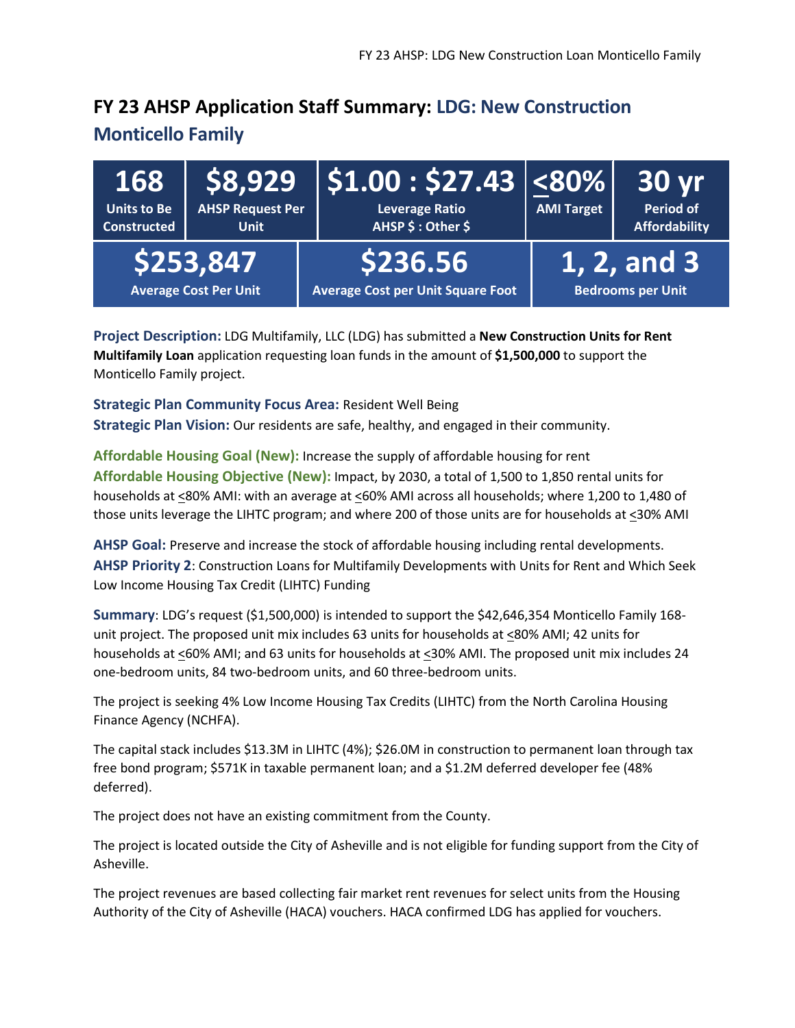# FY 23 AHSP Application Staff Summary: LDG: New Construction Monticello Family

| 168 | $8,929 | $1.00 : $27.43 | ≤80% | 30 yr |
|---|---|---|---|---|
| Units to Be Constructed | AHSP Request Per Unit | Leverage Ratio AHSP $ : Other $ | AMI Target | Period of Affordability |

| $253,847 | $236.56 | 1, 2, and 3 |
|---|---|---|
| Average Cost Per Unit | Average Cost per Unit Square Foot | Bedrooms per Unit |

**Project Description:** LDG Multifamily, LLC (LDG) has submitted a **New Construction Units for Rent Multifamily Loan** application requesting loan funds in the amount of **$1,500,000** to support the Monticello Family project.

**Strategic Plan Community Focus Area:** Resident Well Being
**Strategic Plan Vision:** Our residents are safe, healthy, and engaged in their community.

**Affordable Housing Goal (New):** Increase the supply of affordable housing for rent
**Affordable Housing Objective (New):** Impact, by 2030, a total of 1,500 to 1,850 rental units for households at ≤80% AMI: with an average at ≤60% AMI across all households; where 1,200 to 1,480 of those units leverage the LIHTC program; and where 200 of those units are for households at ≤30% AMI

**AHSP Goal:** Preserve and increase the stock of affordable housing including rental developments.
**AHSP Priority 2**: Construction Loans for Multifamily Developments with Units for Rent and Which Seek Low Income Housing Tax Credit (LIHTC) Funding

**Summary**: LDG's request ($1,500,000) is intended to support the $42,646,354 Monticello Family 168-unit project. The proposed unit mix includes 63 units for households at ≤80% AMI; 42 units for households at ≤60% AMI; and 63 units for households at ≤30% AMI. The proposed unit mix includes 24 one-bedroom units, 84 two-bedroom units, and 60 three-bedroom units.

The project is seeking 4% Low Income Housing Tax Credits (LIHTC) from the North Carolina Housing Finance Agency (NCHFA).

The capital stack includes $13.3M in LIHTC (4%); $26.0M in construction to permanent loan through tax free bond program; $571K in taxable permanent loan; and a $1.2M deferred developer fee (48% deferred).

The project does not have an existing commitment from the County.

The project is located outside the City of Asheville and is not eligible for funding support from the City of Asheville.

The project revenues are based collecting fair market rent revenues for select units from the Housing Authority of the City of Asheville (HACA) vouchers. HACA confirmed LDG has applied for vouchers.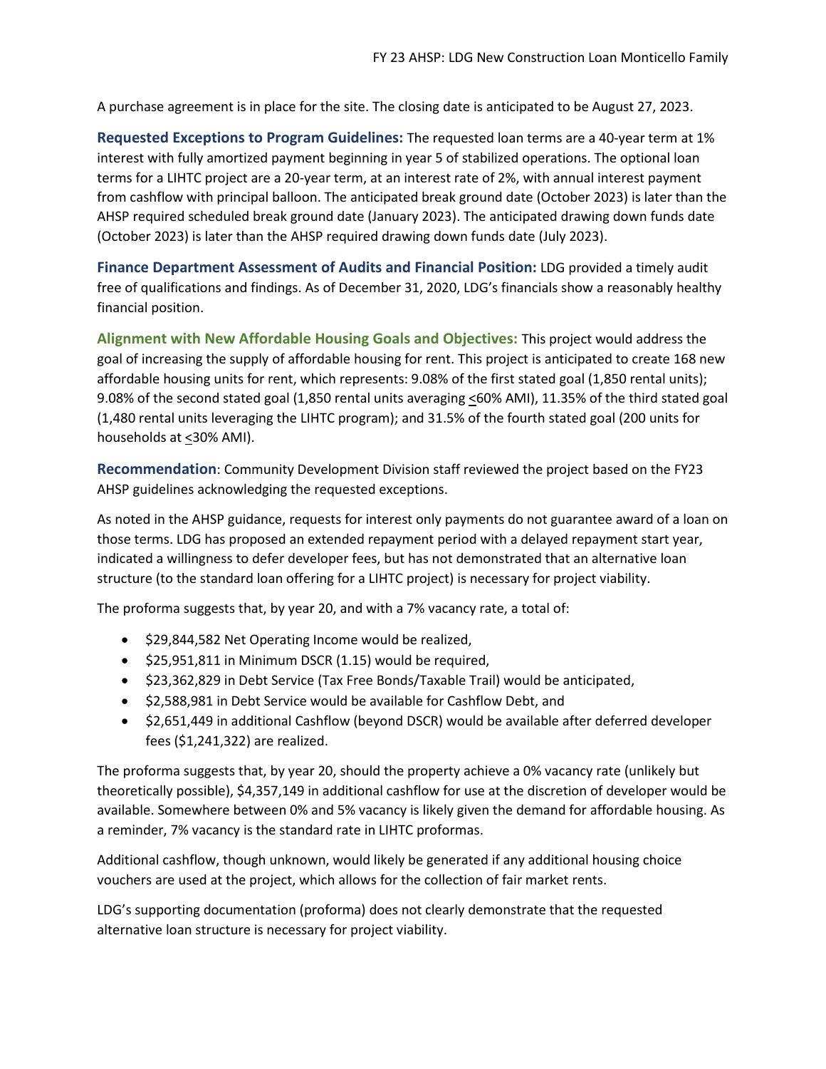A purchase agreement is in place for the site. The closing date is anticipated to be August 27, 2023.

**Requested Exceptions to Program Guidelines:** The requested loan terms are a 40-year term at 1% interest with fully amortized payment beginning in year 5 of stabilized operations. The optional loan terms for a LIHTC project are a 20-year term, at an interest rate of 2%, with annual interest payment from cashflow with principal balloon. The anticipated break ground date (October 2023) is later than the AHSP required scheduled break ground date (January 2023). The anticipated drawing down funds date (October 2023) is later than the AHSP required drawing down funds date (July 2023).

**Finance Department Assessment of Audits and Financial Position:** LDG provided a timely audit free of qualifications and findings. As of December 31, 2020, LDG's financials show a reasonably healthy financial position.

**Alignment with New Affordable Housing Goals and Objectives:** This project would address the goal of increasing the supply of affordable housing for rent. This project is anticipated to create 168 new affordable housing units for rent, which represents: 9.08% of the first stated goal (1,850 rental units); 9.08% of the second stated goal (1,850 rental units averaging ≤60% AMI), 11.35% of the third stated goal (1,480 rental units leveraging the LIHTC program); and 31.5% of the fourth stated goal (200 units for households at ≤30% AMI).

**Recommendation**: Community Development Division staff reviewed the project based on the FY23 AHSP guidelines acknowledging the requested exceptions.

As noted in the AHSP guidance, requests for interest only payments do not guarantee award of a loan on those terms. LDG has proposed an extended repayment period with a delayed repayment start year, indicated a willingness to defer developer fees, but has not demonstrated that an alternative loan structure (to the standard loan offering for a LIHTC project) is necessary for project viability.

The proforma suggests that, by year 20, and with a 7% vacancy rate, a total of:

- $29,844,582 Net Operating Income would be realized,
- $25,951,811 in Minimum DSCR (1.15) would be required,
- $23,362,829 in Debt Service (Tax Free Bonds/Taxable Trail) would be anticipated,
- $2,588,981 in Debt Service would be available for Cashflow Debt, and
- $2,651,449 in additional Cashflow (beyond DSCR) would be available after deferred developer fees ($1,241,322) are realized.

The proforma suggests that, by year 20, should the property achieve a 0% vacancy rate (unlikely but theoretically possible), $4,357,149 in additional cashflow for use at the discretion of developer would be available. Somewhere between 0% and 5% vacancy is likely given the demand for affordable housing. As a reminder, 7% vacancy is the standard rate in LIHTC proformas.

Additional cashflow, though unknown, would likely be generated if any additional housing choice vouchers are used at the project, which allows for the collection of fair market rents.

LDG's supporting documentation (proforma) does not clearly demonstrate that the requested alternative loan structure is necessary for project viability.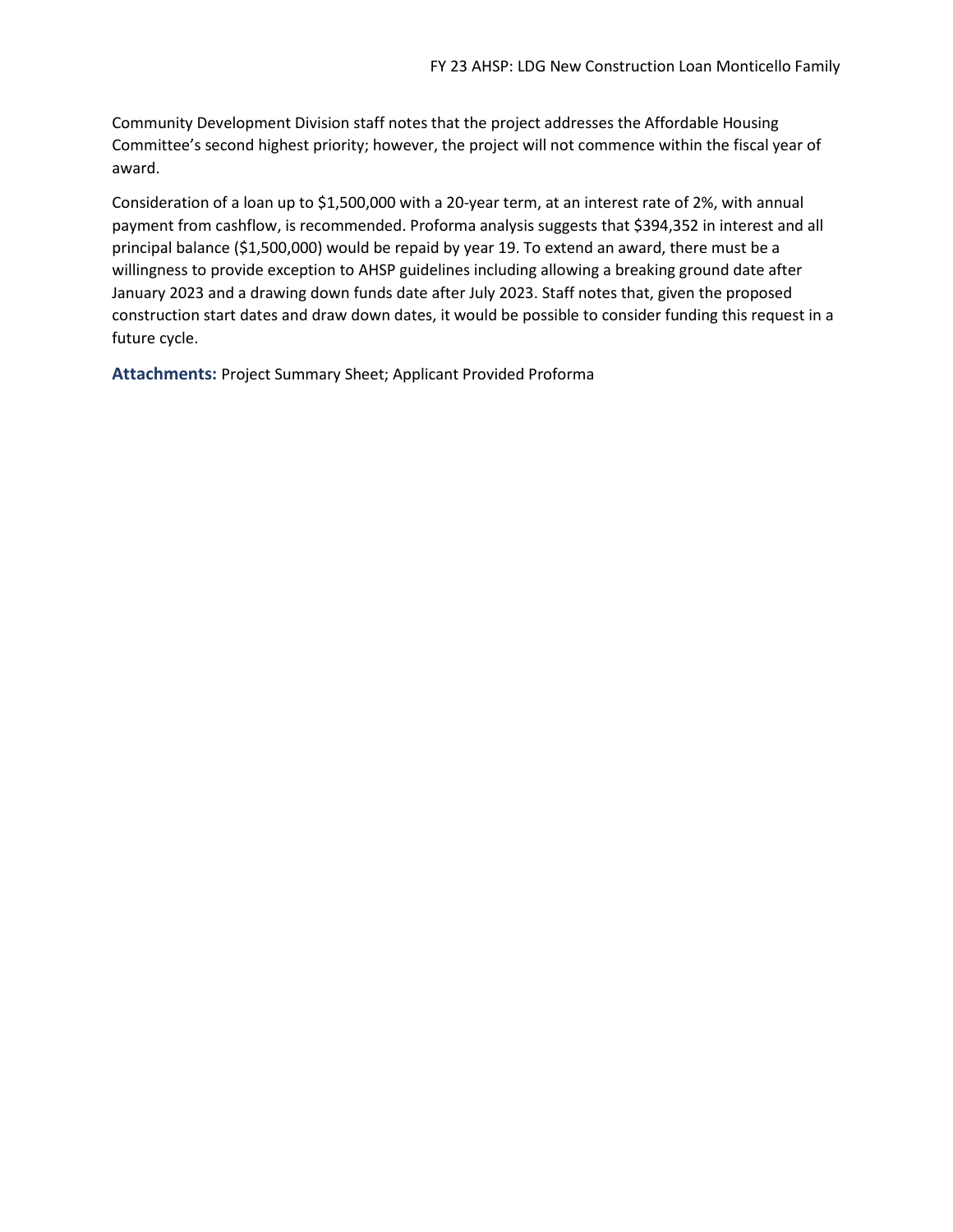Community Development Division staff notes that the project addresses the Affordable Housing Committee's second highest priority; however, the project will not commence within the fiscal year of award.

Consideration of a loan up to $1,500,000 with a 20-year term, at an interest rate of 2%, with annual payment from cashflow, is recommended. Proforma analysis suggests that $394,352 in interest and all principal balance ($1,500,000) would be repaid by year 19. To extend an award, there must be a willingness to provide exception to AHSP guidelines including allowing a breaking ground date after January 2023 and a drawing down funds date after July 2023. Staff notes that, given the proposed construction start dates and draw down dates, it would be possible to consider funding this request in a future cycle.

**Attachments:** Project Summary Sheet; Applicant Provided Proforma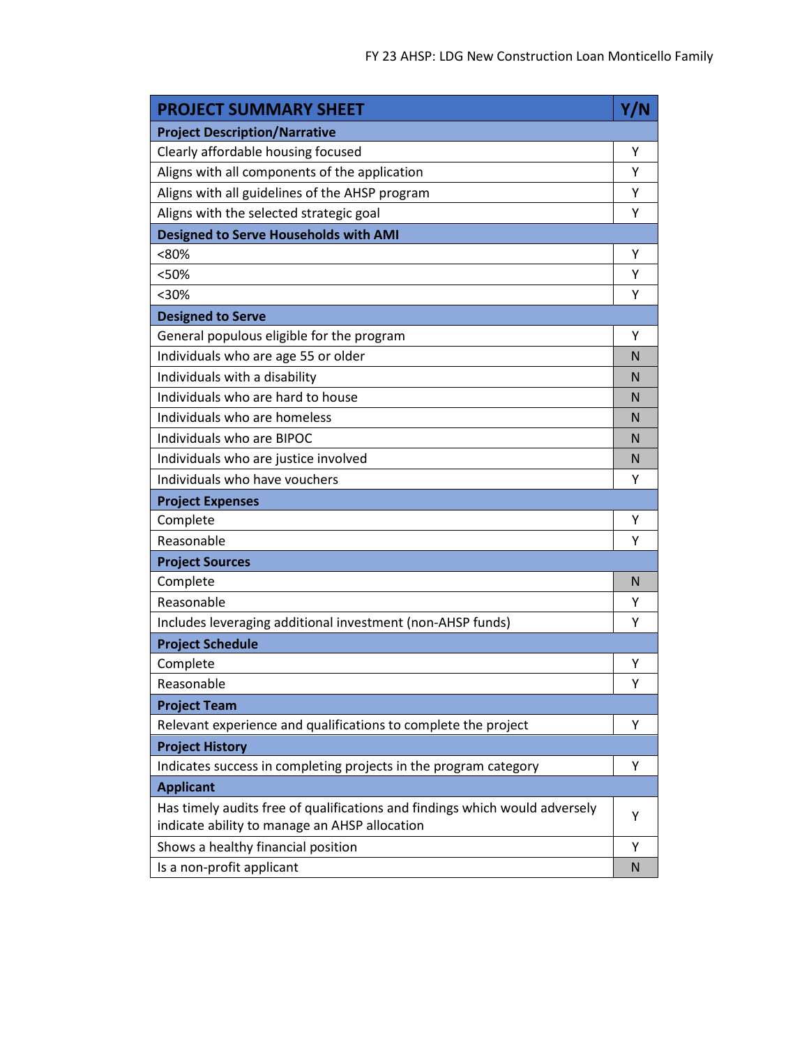| PROJECT SUMMARY SHEET | Y/N |
|---|---|
| **Project Description/Narrative** | |
| Clearly affordable housing focused | Y |
| Aligns with all components of the application | Y |
| Aligns with all guidelines of the AHSP program | Y |
| Aligns with the selected strategic goal | Y |
| **Designed to Serve Households with AMI** | |
| <80% | Y |
| <50% | Y |
| <30% | Y |
| **Designed to Serve** | |
| General populous eligible for the program | Y |
| Individuals who are age 55 or older | N |
| Individuals with a disability | N |
| Individuals who are hard to house | N |
| Individuals who are homeless | N |
| Individuals who are BIPOC | N |
| Individuals who are justice involved | N |
| Individuals who have vouchers | Y |
| **Project Expenses** | |
| Complete | Y |
| Reasonable | Y |
| **Project Sources** | |
| Complete | N |
| Reasonable | Y |
| Includes leveraging additional investment (non-AHSP funds) | Y |
| **Project Schedule** | |
| Complete | Y |
| Reasonable | Y |
| **Project Team** | |
| Relevant experience and qualifications to complete the project | Y |
| **Project History** | |
| Indicates success in completing projects in the program category | Y |
| **Applicant** | |
| Has timely audits free of qualifications and findings which would adversely indicate ability to manage an AHSP allocation | Y |
| Shows a healthy financial position | Y |
| Is a non-profit applicant | N |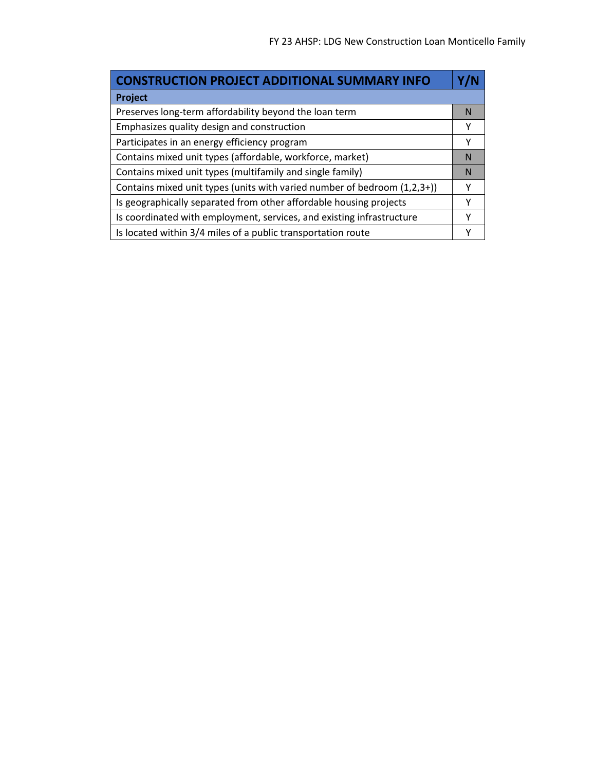| CONSTRUCTION PROJECT ADDITIONAL SUMMARY INFO | Y/N |
|---|---|
| **Project** | |
| Preserves long-term affordability beyond the loan term | N |
| Emphasizes quality design and construction | Y |
| Participates in an energy efficiency program | Y |
| Contains mixed unit types (affordable, workforce, market) | N |
| Contains mixed unit types (multifamily and single family) | N |
| Contains mixed unit types (units with varied number of bedroom (1,2,3+)) | Y |
| Is geographically separated from other affordable housing projects | Y |
| Is coordinated with employment, services, and existing infrastructure | Y |
| Is located within 3/4 miles of a public transportation route | Y |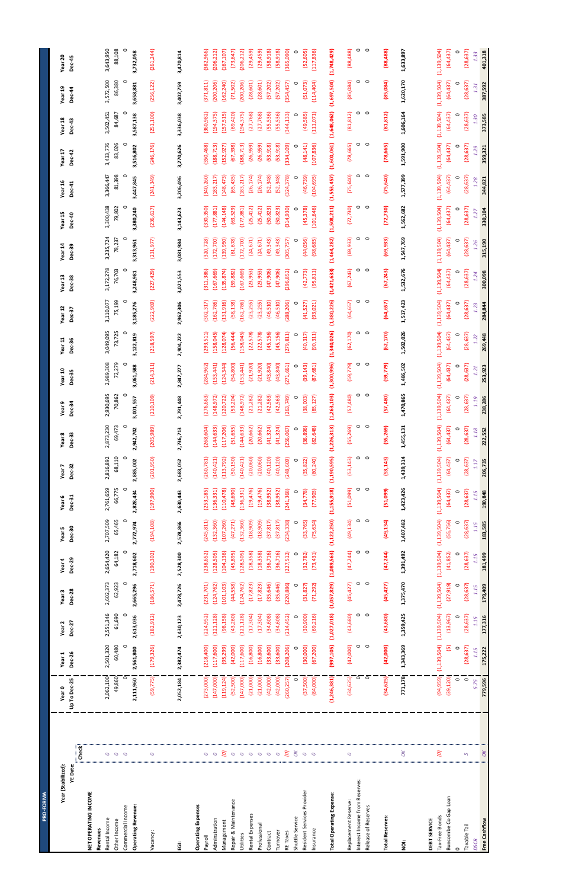# PRO-FORMA

| Year (Stabilized): | | Year 0 | Year 1 | Year 2 | Year 3 | Year 4 | Year 5 | Year 6 | Year 7 | Year 8 | Year 9 | Year 10 | Year 11 | Year 12 | Year 13 | Year 14 | Year 15 | Year 16 | Year 17 | Year 18 | Year 19 | Year 20 |
|---|---|---|---|---|---|---|---|---|---|---|---|---|---|---|---|---|---|---|---|---|---|---|
| YE Date: | Check | Up To Dec-25 | Dec-26 | Dec-27 | Dec-28 | Dec-29 | Dec-30 | Dec-31 | Dec-32 | Dec-33 | Dec-34 | Dec-35 | Dec-36 | Dec-37 | Dec-38 | Dec-39 | Dec-40 | Dec-41 | Dec-42 | Dec-43 | Dec-44 | Dec-45 |
| **NET OPERATING INCOME** | | | | | | | | | | | | | | | | | | | | | | |
| **Revenues** | | | | | | | | | | | | | | | | | | | | | | |
| Rental Income | 0 | 2,062,100 | 2,501,320 | 2,551,346 | 2,602,373 | 2,654,420 | 2,707,509 | 2,761,659 | 2,816,892 | 2,873,230 | 2,930,695 | 2,989,308 | 3,049,095 | 3,110,077 | 3,172,278 | 3,235,724 | 3,300,438 | 3,366,447 | 3,433,776 | 3,502,451 | 3,572,500 | 3,643,950 |
| Other Income | 0 | 49,860 | 60,480 | 61,690 | 62,923 | 64,182 | 65,465 | 66,775 | 68,110 | 69,473 | 70,862 | 72,279 | 73,725 | 75,199 | 76,703 | 78,237 | 79,802 | 81,398 | 83,026 | 84,687 | 86,380 | 88,108 |
| Commercial Income | 0 | 0 | 0 | 0 | 0 | 0 | 0 | 0 | 0 | 0 | 0 | 0 | 0 | 0 | 0 | 0 | 0 | 0 | 0 | 0 | 0 | 0 |
| **Operating Revenue:** | | **2,111,960** | **2,561,800** | **2,613,036** | **2,665,296** | **2,718,602** | **2,772,974** | **2,828,434** | **2,885,002** | **2,942,702** | **3,001,557** | **3,061,588** | **3,122,819** | **3,185,276** | **3,248,981** | **3,313,961** | **3,380,240** | **3,447,845** | **3,516,802** | **3,587,138** | **3,658,881** | **3,732,058** |
| Vacancy: | 0 | (59,775) | (179,326) | (182,912) | (186,571) | (190,302) | (194,108) | (197,990) | (201,950) | (205,989) | (210,109) | (214,311) | (218,597) | (222,969) | (227,429) | (231,977) | (236,617) | (241,349) | (246,176) | (251,100) | (256,122) | (261,244) |
| **EGI:** | | **2,052,184** | **2,382,474** | **2,430,123** | **2,478,726** | **2,528,300** | **2,578,866** | **2,630,443** | **2,683,052** | **2,736,713** | **2,791,448** | **2,847,277** | **2,904,222** | **2,962,306** | **3,021,553** | **3,081,984** | **3,143,623** | **3,206,496** | **3,270,626** | **3,336,038** | **3,402,759** | **3,470,814** |
| **Operating Expenses** | | | | | | | | | | | | | | | | | | | | | | |
| Payroll | 0 | (273,000) | (218,400) | (224,952) | (231,701) | (238,652) | (245,811) | (253,185) | (260,781) | (268,604) | (276,663) | (284,962) | (293,511) | (302,317) | (311,386) | (320,728) | (330,350) | (340,260) | (350,468) | (360,982) | (371,811) | (382,966) |
| Administration | 0 | (147,000) | (117,600) | (121,128) | (124,762) | (128,505) | (132,360) | (136,331) | (140,421) | (144,633) | (148,972) | (153,441) | (158,045) | (162,786) | (167,669) | (172,700) | (177,881) | (183,217) | (188,713) | (194,375) | (200,206) | (206,212) |
| Management | (0) | (119,124) | (95,299) | (98,158) | (101,103) | (104,136) | (107,260) | (110,478) | (113,792) | (117,206) | (120,722) | (124,344) | (128,074) | (131,916) | (135,874) | (139,950) | (144,148) | (148,473) | (152,927) | (157,515) | (162,240) | (167,107) |
| Repair & Maintenance | 0 | (52,500) | (42,000) | (43,260) | (44,558) | (45,895) | (47,271) | (48,690) | (50,150) | (51,655) | (53,204) | (54,800) | (56,444) | (58,138) | (59,882) | (61,678) | (63,529) | (65,435) | (67,398) | (69,420) | (71,502) | (73,647) |
| Utilities | 0 | (147,000) | (117,600) | (121,128) | (124,762) | (128,505) | (132,360) | (136,331) | (140,421) | (144,633) | (148,972) | (153,441) | (158,045) | (162,786) | (167,669) | (172,700) | (177,881) | (183,217) | (188,713) | (194,375) | (200,206) | (206,212) |
| Rental Expenses | 0 | (21,000) | (16,800) | (17,304) | (17,823) | (18,358) | (18,909) | (19,476) | (20,060) | (20,662) | (21,282) | (21,920) | (22,578) | (23,255) | (23,953) | (24,671) | (25,412) | (26,174) | (26,959) | (27,768) | (28,601) | (29,459) |
| Professional | 0 | (21,000) | (16,800) | (17,304) | (17,823) | (18,358) | (18,909) | (19,476) | (20,060) | (20,662) | (21,282) | (21,920) | (22,578) | (23,255) | (23,953) | (24,671) | (25,412) | (26,174) | (26,959) | (27,768) | (28,601) | (29,459) |
| Contract | 0 | (42,000) | (33,600) | (34,608) | (35,646) | (36,716) | (37,817) | (38,952) | (40,120) | (41,324) | (42,563) | (43,840) | (45,156) | (46,510) | (47,906) | (49,343) | (50,823) | (52,348) | (53,918) | (55,536) | (57,202) | (58,918) |
| Turnover | 0 | (42,000) | (33,600) | (34,608) | (35,646) | (36,716) | (37,817) | (38,952) | (40,120) | (41,324) | (42,563) | (43,840) | (45,156) | (46,510) | (47,906) | (49,343) | (50,823) | (52,348) | (53,918) | (55,536) | (57,202) | (58,918) |
| RE Taxes | (0) | (260,257) | (208,206) | (214,452) | (220,886) | (227,512) | (234,338) | (241,368) | (248,609) | (256,067) | (263,749) | (271,661) | (279,811) | (288,206) | (296,852) | (305,757) | (314,930) | (324,378) | (334,109) | (344,133) | (354,457) | (365,090) |
| Shuttle Service | OK | 0 | 0 | 0 | 0 | 0 | 0 | 0 | 0 | 0 | 0 | 0 | 0 | 0 | 0 | 0 | 0 | 0 | 0 | 0 | 0 | 0 |
| Resident Services Provider | 0 | (37,500) | (30,000) | (30,900) | (31,827) | (32,782) | (33,765) | (34,778) | (35,822) | (36,896) | (38,003) | (39,143) | (40,317) | (41,527) | (42,773) | (44,056) | (45,378) | (46,739) | (48,141) | (49,585) | (51,073) | (52,605) |
| Insurance | 0 | (84,000) | (67,200) | (69,216) | (71,292) | (73,431) | (75,634) | (77,903) | (80,240) | (82,648) | (85,127) | (87,681) | (90,311) | (93,021) | (95,811) | (98,685) | (101,646) | (104,695) | (107,836) | (111,071) | (114,404) | (117,836) |
| **Total Operating Expense:** | | **(1,246,381)** | **(997,105)** | **(1,027,018)** | **(1,057,829)** | **(1,089,563)** | **(1,122,250)** | **(1,155,918)** | **(1,190,595)** | **(1,226,313)** | **(1,263,103)** | **(1,300,996)** | **(1,340,026)** | **(1,380,226)** | **(1,421,633)** | **(1,464,282)** | **(1,508,211)** | **(1,553,457)** | **(1,600,061)** | **(1,648,062)** | **(1,697,504)** | **(1,748,429)** |
| Replacement Reserve: | 0 | (34,625) | (42,000) | (43,680) | (45,427) | (47,244) | (49,134) | (51,099) | (53,143) | (55,269) | (57,480) | (59,779) | (62,170) | (64,657) | (67,243) | (69,933) | (72,730) | (75,640) | (78,665) | (81,812) | (85,084) | (88,488) |
| Interest Income from Reserves: | | 0 | 0 | 0 | 0 | 0 | 0 | 0 | 0 | 0 | 0 | 0 | 0 | 0 | 0 | 0 | 0 | 0 | 0 | 0 | 0 | 0 |
| Release of Reserves | | 0 | 0 | 0 | 0 | 0 | 0 | 0 | 0 | 0 | 0 | 0 | 0 | 0 | 0 | 0 | 0 | 0 | 0 | 0 | 0 | 0 |
| **Total Reserves:** | | **(34,625)** | **(42,000)** | **(43,680)** | **(45,427)** | **(47,244)** | **(49,134)** | **(51,099)** | **(53,143)** | **(55,269)** | **(57,480)** | **(59,779)** | **(62,170)** | **(64,657)** | **(67,243)** | **(69,933)** | **(72,730)** | **(75,640)** | **(78,665)** | **(81,812)** | **(85,084)** | **(88,488)** |
| **NOI:** | OK | **771,178** | **1,343,369** | **1,359,425** | **1,375,470** | **1,391,492** | **1,407,482** | **1,423,426** | **1,439,314** | **1,455,131** | **1,470,865** | **1,486,502** | **1,502,026** | **1,517,423** | **1,532,676** | **1,547,769** | **1,562,682** | **1,577,399** | **1,591,900** | **1,606,164** | **1,620,170** | **1,633,897** |
| **DEBT SERVICE** | | | | | | | | | | | | | | | | | | | | | | |
| Tax-Free Bonds | (0) | (94,959) | (1,139,504) | (1,139,504) | (1,139,504) | (1,139,504) | (1,139,504) | (1,139,504) | (1,139,504) | (1,139,504) | (1,139,504) | (1,139,504) | (1,139,504) | (1,139,504) | (1,139,504) | (1,139,504) | (1,139,504) | (1,139,504) | (1,139,504) | (1,139,504) | (1,139,504) | (1,139,504) |
| Buncombe Co Gap Loan | 0 | (39,120) | (5) | (13,967) | (27,919) | (41,852) | (55,756) | (64,437) | (64,437) | (64,437) | (64,437) | (64,437) | (64,437) | (64,437) | (64,437) | (64,437) | (64,437) | (64,437) | (64,437) | (64,437) | (64,437) | (64,437) |
| 0 | 0 | 0 | 0 | 0 | 0 | 0 | 0 | 0 | 0 | 0 | 0 | 0 | 0 | 0 | 0 | 0 | 0 | 0 | 0 | 0 | 0 | 0 |
| Taxable Tail | 5 | 0 | (28,637) | (28,637) | (28,637) | (28,637) | (28,637) | (28,637) | (28,637) | (28,637) | (28,637) | (28,637) | (28,637) | (28,637) | (28,637) | (28,637) | (28,637) | (28,637) | (28,637) | (28,637) | (28,637) | (28,637) |
| *DSCR* | | *5.75* | *1.15* | *1.15* | *1.15* | *1.15* | *1.15* | *1.15* | *1.17* | *1.18* | *1.19* | *1.21* | *1.22* | *1.23* | *1.24* | *1.26* | *1.27* | *1.28* | *1.29* | *1.30* | *1.31* | *1.33* |
| **Free Cashflow** | OK | 779,596 | 175,222 | 177,316 | 179,409 | 181,499 | 183,585 | 190,848 | 206,735 | 222,552 | 238,286 | 253,923 | 269,448 | 284,844 | 300,098 | 315,190 | 330,104 | 344,821 | 359,321 | 373,585 | 387,592 | 401,318 |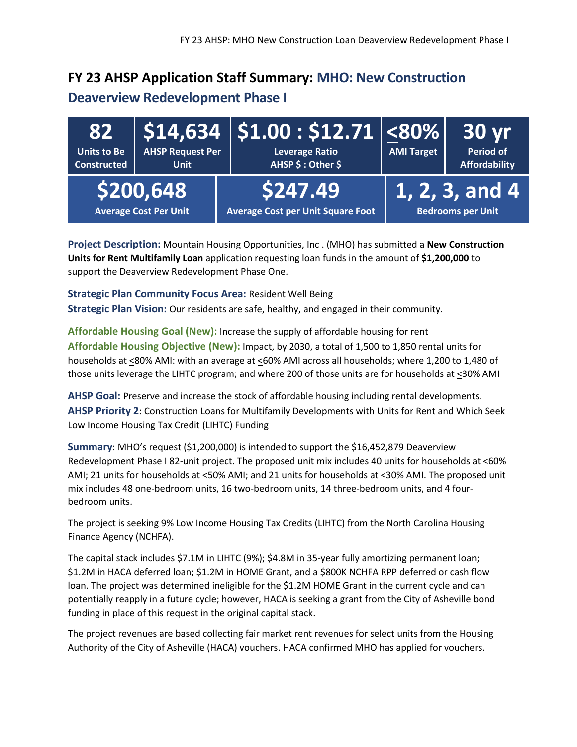# FY 23 AHSP Application Staff Summary: MHO: New Construction Deaverview Redevelopment Phase I

| 82 | $14,634 | $1.00 : $12.71 | <80% | 30 yr |
|---|---|---|---|---|
| Units to Be Constructed | AHSP Request Per Unit | Leverage Ratio AHSP $ : Other $ | AMI Target | Period of Affordability |

| $200,648 | $247.49 | 1, 2, 3, and 4 |
|---|---|---|
| Average Cost Per Unit | Average Cost per Unit Square Foot | Bedrooms per Unit |

**Project Description:** Mountain Housing Opportunities, Inc . (MHO) has submitted a **New Construction Units for Rent Multifamily Loan** application requesting loan funds in the amount of **$1,200,000** to support the Deaverview Redevelopment Phase One.

**Strategic Plan Community Focus Area:** Resident Well Being
**Strategic Plan Vision:** Our residents are safe, healthy, and engaged in their community.

**Affordable Housing Goal (New):** Increase the supply of affordable housing for rent
**Affordable Housing Objective (New):** Impact, by 2030, a total of 1,500 to 1,850 rental units for households at ≤80% AMI: with an average at ≤60% AMI across all households; where 1,200 to 1,480 of those units leverage the LIHTC program; and where 200 of those units are for households at ≤30% AMI

**AHSP Goal:** Preserve and increase the stock of affordable housing including rental developments.
**AHSP Priority 2**: Construction Loans for Multifamily Developments with Units for Rent and Which Seek Low Income Housing Tax Credit (LIHTC) Funding

**Summary**: MHO's request ($1,200,000) is intended to support the $16,452,879 Deaverview Redevelopment Phase I 82-unit project. The proposed unit mix includes 40 units for households at ≤60% AMI; 21 units for households at ≤50% AMI; and 21 units for households at ≤30% AMI. The proposed unit mix includes 48 one-bedroom units, 16 two-bedroom units, 14 three-bedroom units, and 4 four-bedroom units.

The project is seeking 9% Low Income Housing Tax Credits (LIHTC) from the North Carolina Housing Finance Agency (NCHFA).

The capital stack includes $7.1M in LIHTC (9%); $4.8M in 35-year fully amortizing permanent loan; $1.2M in HACA deferred loan; $1.2M in HOME Grant, and a $800K NCHFA RPP deferred or cash flow loan. The project was determined ineligible for the $1.2M HOME Grant in the current cycle and can potentially reapply in a future cycle; however, HACA is seeking a grant from the City of Asheville bond funding in place of this request in the original capital stack.

The project revenues are based collecting fair market rent revenues for select units from the Housing Authority of the City of Asheville (HACA) vouchers. HACA confirmed MHO has applied for vouchers.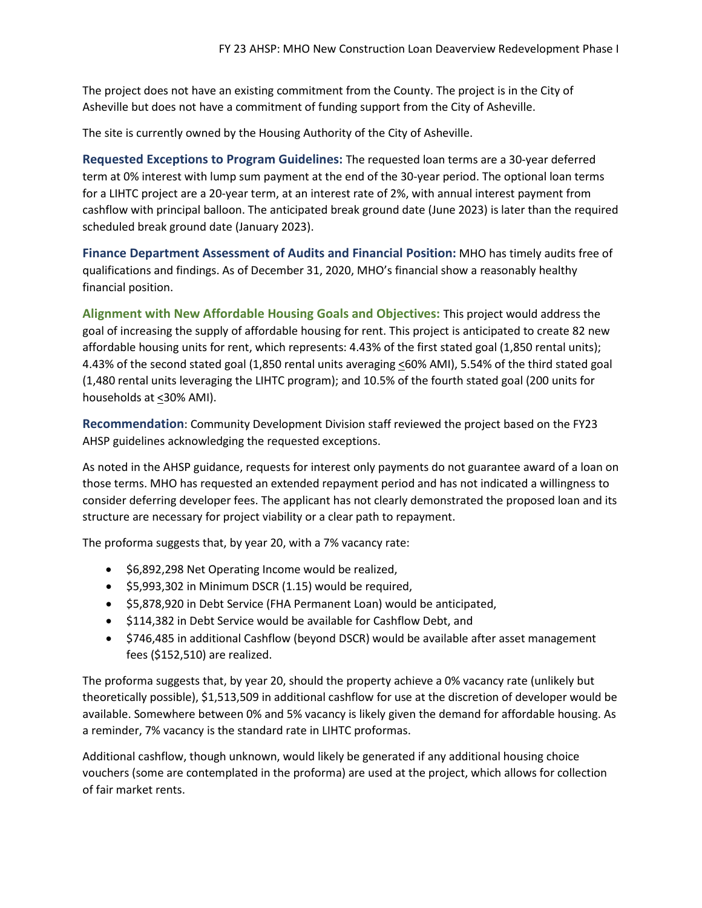The project does not have an existing commitment from the County. The project is in the City of Asheville but does not have a commitment of funding support from the City of Asheville.

The site is currently owned by the Housing Authority of the City of Asheville.

**Requested Exceptions to Program Guidelines:** The requested loan terms are a 30-year deferred term at 0% interest with lump sum payment at the end of the 30-year period. The optional loan terms for a LIHTC project are a 20-year term, at an interest rate of 2%, with annual interest payment from cashflow with principal balloon. The anticipated break ground date (June 2023) is later than the required scheduled break ground date (January 2023).

**Finance Department Assessment of Audits and Financial Position:** MHO has timely audits free of qualifications and findings. As of December 31, 2020, MHO's financial show a reasonably healthy financial position.

**Alignment with New Affordable Housing Goals and Objectives:** This project would address the goal of increasing the supply of affordable housing for rent. This project is anticipated to create 82 new affordable housing units for rent, which represents: 4.43% of the first stated goal (1,850 rental units); 4.43% of the second stated goal (1,850 rental units averaging ≤60% AMI), 5.54% of the third stated goal (1,480 rental units leveraging the LIHTC program); and 10.5% of the fourth stated goal (200 units for households at ≤30% AMI).

**Recommendation**: Community Development Division staff reviewed the project based on the FY23 AHSP guidelines acknowledging the requested exceptions.

As noted in the AHSP guidance, requests for interest only payments do not guarantee award of a loan on those terms. MHO has requested an extended repayment period and has not indicated a willingness to consider deferring developer fees. The applicant has not clearly demonstrated the proposed loan and its structure are necessary for project viability or a clear path to repayment.

The proforma suggests that, by year 20, with a 7% vacancy rate:

- $6,892,298 Net Operating Income would be realized,
- $5,993,302 in Minimum DSCR (1.15) would be required,
- $5,878,920 in Debt Service (FHA Permanent Loan) would be anticipated,
- $114,382 in Debt Service would be available for Cashflow Debt, and
- $746,485 in additional Cashflow (beyond DSCR) would be available after asset management fees ($152,510) are realized.

The proforma suggests that, by year 20, should the property achieve a 0% vacancy rate (unlikely but theoretically possible), $1,513,509 in additional cashflow for use at the discretion of developer would be available. Somewhere between 0% and 5% vacancy is likely given the demand for affordable housing. As a reminder, 7% vacancy is the standard rate in LIHTC proformas.

Additional cashflow, though unknown, would likely be generated if any additional housing choice vouchers (some are contemplated in the proforma) are used at the project, which allows for collection of fair market rents.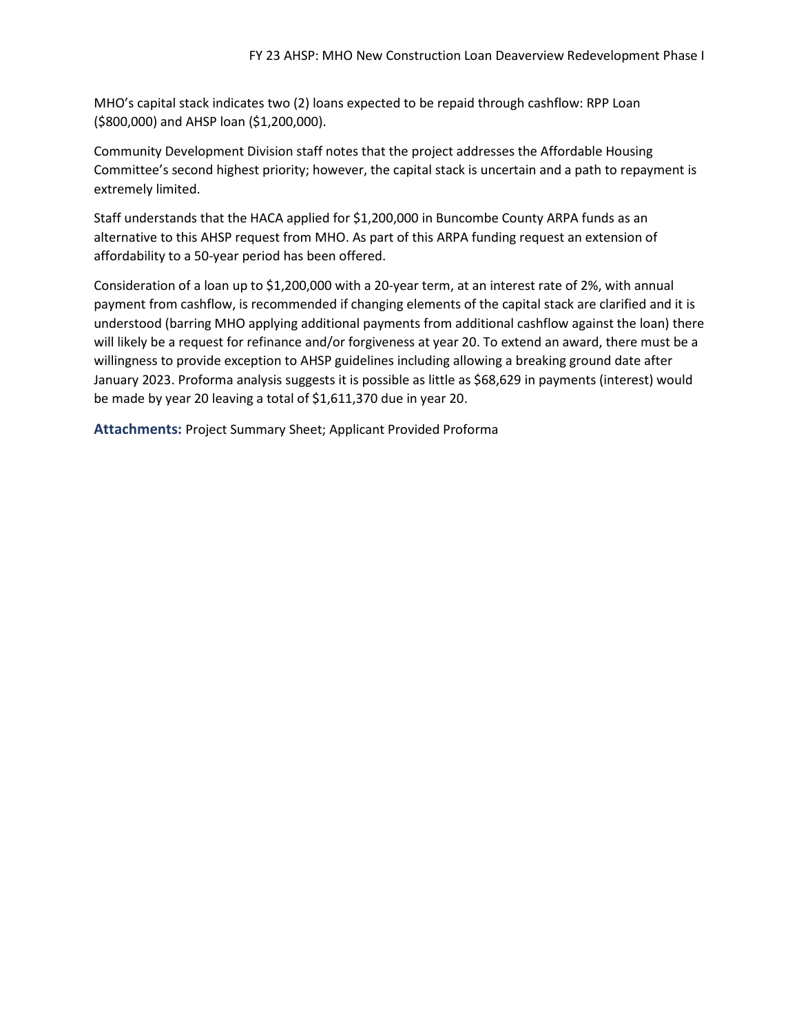MHO's capital stack indicates two (2) loans expected to be repaid through cashflow: RPP Loan ($800,000) and AHSP loan ($1,200,000).

Community Development Division staff notes that the project addresses the Affordable Housing Committee's second highest priority; however, the capital stack is uncertain and a path to repayment is extremely limited.

Staff understands that the HACA applied for $1,200,000 in Buncombe County ARPA funds as an alternative to this AHSP request from MHO. As part of this ARPA funding request an extension of affordability to a 50-year period has been offered.

Consideration of a loan up to $1,200,000 with a 20-year term, at an interest rate of 2%, with annual payment from cashflow, is recommended if changing elements of the capital stack are clarified and it is understood (barring MHO applying additional payments from additional cashflow against the loan) there will likely be a request for refinance and/or forgiveness at year 20. To extend an award, there must be a willingness to provide exception to AHSP guidelines including allowing a breaking ground date after January 2023. Proforma analysis suggests it is possible as little as $68,629 in payments (interest) would be made by year 20 leaving a total of $1,611,370 due in year 20.

**Attachments:** Project Summary Sheet; Applicant Provided Proforma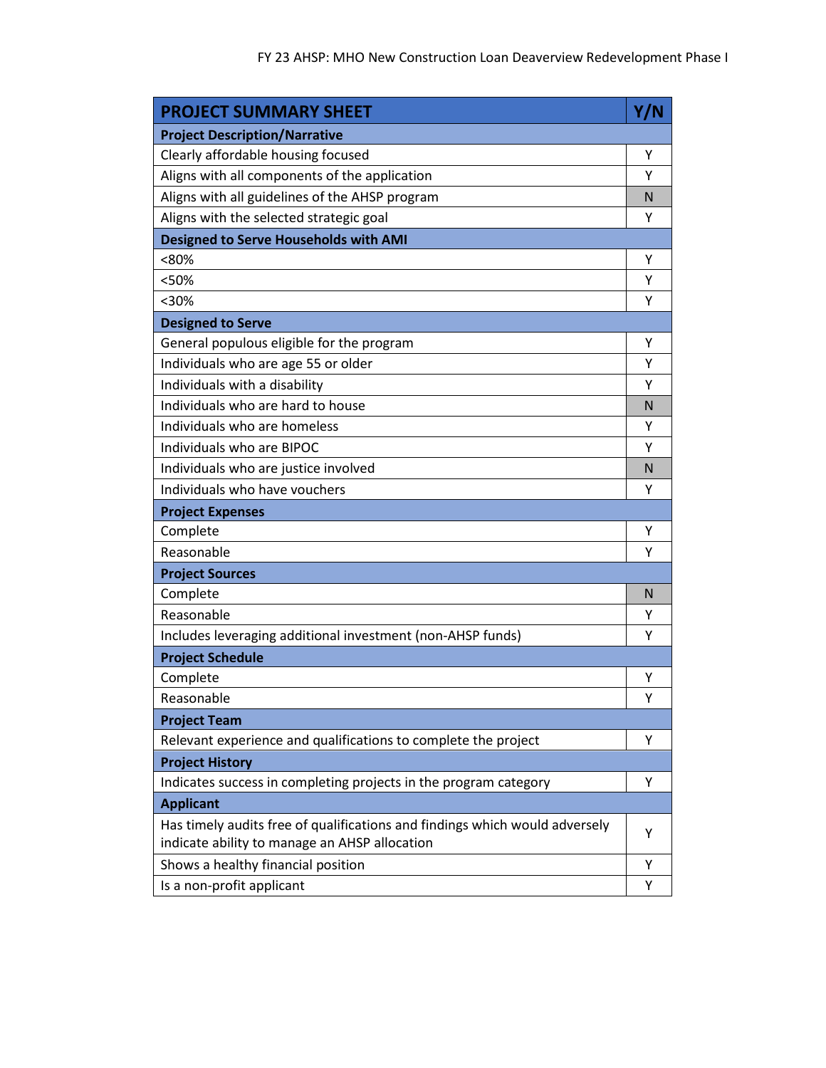| PROJECT SUMMARY SHEET | Y/N |
|---|---|
| **Project Description/Narrative** | |
| Clearly affordable housing focused | Y |
| Aligns with all components of the application | Y |
| Aligns with all guidelines of the AHSP program | N |
| Aligns with the selected strategic goal | Y |
| **Designed to Serve Households with AMI** | |
| <80% | Y |
| <50% | Y |
| <30% | Y |
| **Designed to Serve** | |
| General populous eligible for the program | Y |
| Individuals who are age 55 or older | Y |
| Individuals with a disability | Y |
| Individuals who are hard to house | N |
| Individuals who are homeless | Y |
| Individuals who are BIPOC | Y |
| Individuals who are justice involved | N |
| Individuals who have vouchers | Y |
| **Project Expenses** | |
| Complete | Y |
| Reasonable | Y |
| **Project Sources** | |
| Complete | N |
| Reasonable | Y |
| Includes leveraging additional investment (non-AHSP funds) | Y |
| **Project Schedule** | |
| Complete | Y |
| Reasonable | Y |
| **Project Team** | |
| Relevant experience and qualifications to complete the project | Y |
| **Project History** | |
| Indicates success in completing projects in the program category | Y |
| **Applicant** | |
| Has timely audits free of qualifications and findings which would adversely indicate ability to manage an AHSP allocation | Y |
| Shows a healthy financial position | Y |
| Is a non-profit applicant | Y |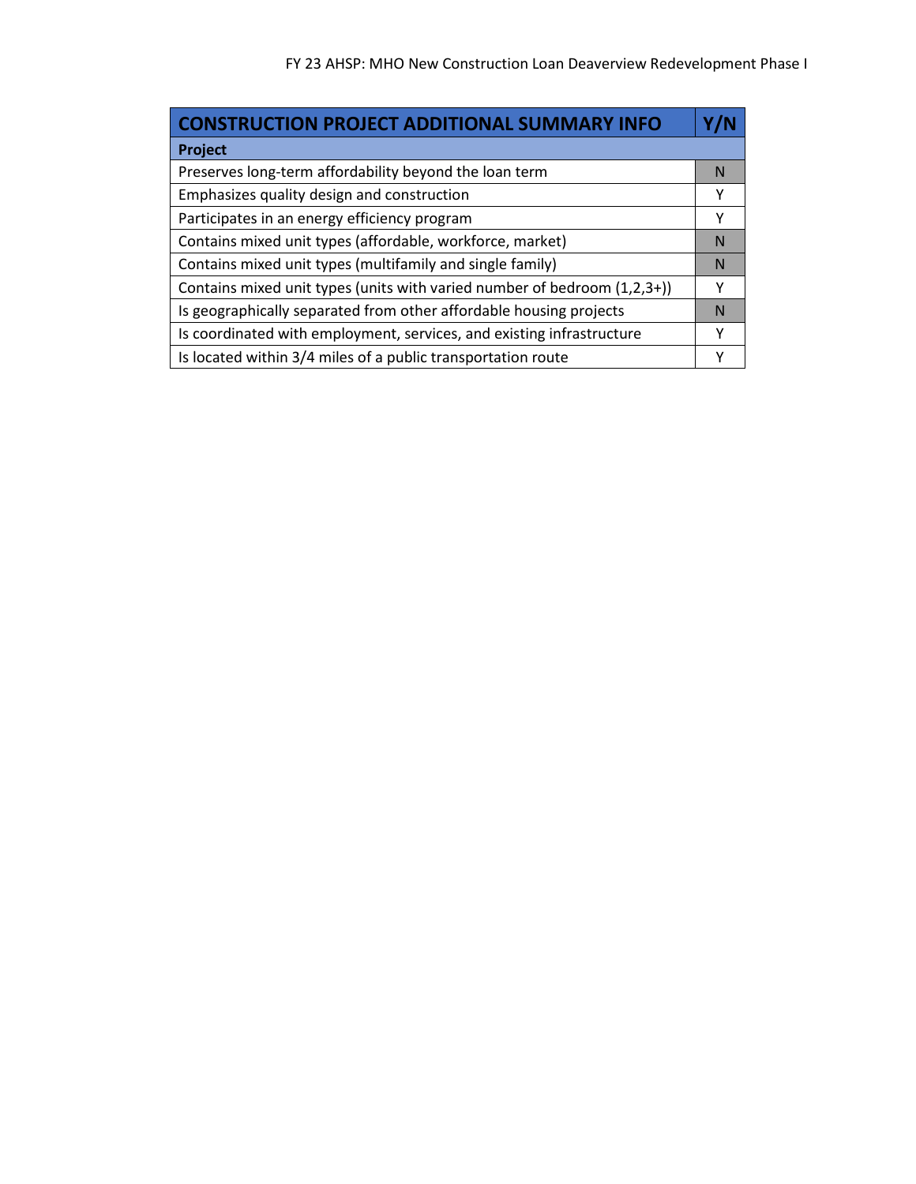| CONSTRUCTION PROJECT ADDITIONAL SUMMARY INFO | Y/N |
| --- | --- |
| **Project** | |
| Preserves long-term affordability beyond the loan term | N |
| Emphasizes quality design and construction | Y |
| Participates in an energy efficiency program | Y |
| Contains mixed unit types (affordable, workforce, market) | N |
| Contains mixed unit types (multifamily and single family) | N |
| Contains mixed unit types (units with varied number of bedroom (1,2,3+)) | Y |
| Is geographically separated from other affordable housing projects | N |
| Is coordinated with employment, services, and existing infrastructure | Y |
| Is located within 3/4 miles of a public transportation route | Y |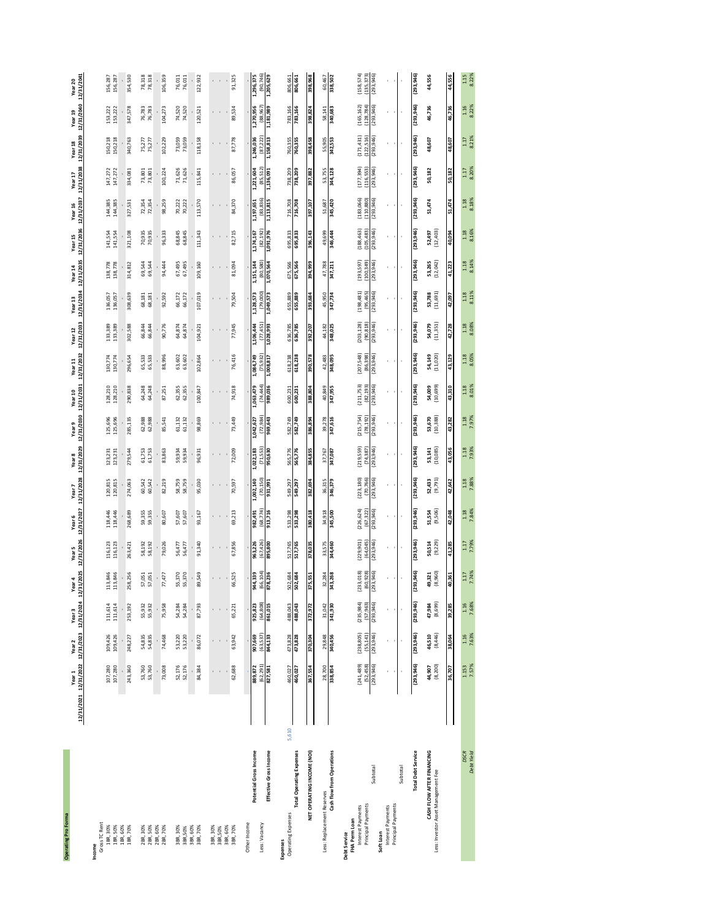## Operating Pro Forma

| | 12/31/2021 | Year 1<br>12/31/2022 | Year 2<br>12/31/2023 | Year 3<br>12/31/2024 | Year 4<br>12/31/2025 | Year 5<br>12/31/2026 | Year 6<br>12/31/2027 | Year 7<br>12/31/2028 | Year 8<br>12/31/2029 | Year 9<br>12/31/2030 | Year 10<br>12/31/2031 | Year 11<br>12/31/2032 | Year 12<br>12/31/2033 | Year 13<br>12/31/2034 | Year 14<br>12/31/2035 | Year 15<br>12/31/2036 | Year 16<br>12/31/2037 | Year 17<br>12/31/2038 | Year 18<br>12/31/2039 | Year 19<br>12/31/2040 | Year 20<br>12/31/2041 |
|---|---|---|---|---|---|---|---|---|---|---|---|---|---|---|---|---|---|---|---|---|---|
| **Income** | | | | | | | | | | | | | | | | | | | | | |
| Gross TC Rent | | | | | | | | | | | | | | | | | | | | | |
| 1BR, 30% | | 107,280 | 109,426 | 111,614 | 113,846 | 116,123 | 118,446 | 120,815 | 123,231 | 125,696 | 128,210 | 130,774 | 133,389 | 136,057 | 138,778 | 141,554 | 144,385 | 147,272 | 150,218 | 153,222 | 156,287 |
| 1BR, 50% | | 107,280 | 109,426 | 111,614 | 113,846 | 116,123 | 118,446 | 120,815 | 123,231 | 125,696 | 128,210 | 130,774 | 133,389 | 136,057 | 138,778 | 141,554 | 144,385 | 147,272 | 150,218 | 153,222 | 156,287 |
| 1BR, 60% | | - | - | - | - | - | - | - | - | - | - | - | - | - | - | - | - | - | - | - | - |
| 1BR, 70% | | 243,360 | 248,227 | 253,192 | 258,256 | 263,421 | 268,689 | 274,063 | 279,544 | 285,135 | 290,838 | 296,654 | 302,588 | 308,639 | 314,812 | 321,108 | 327,531 | 334,081 | 340,763 | 347,578 | 354,530 |
| 2BR, 30% | | 53,760 | 54,835 | 55,932 | 57,051 | 58,192 | 59,355 | 60,542 | 61,753 | 62,988 | 64,248 | 65,533 | 66,844 | 68,181 | 69,544 | 70,935 | 72,354 | 73,801 | 75,277 | 76,783 | 78,318 |
| 2BR, 50% | | 53,760 | 54,835 | 55,932 | 57,051 | 58,192 | 59,355 | 60,542 | 61,753 | 62,988 | 64,248 | 65,533 | 66,844 | 68,181 | 69,544 | 70,935 | 72,354 | 73,801 | 75,277 | 76,783 | 78,318 |
| 2BR, 60% | | - | - | - | - | - | - | - | - | - | - | - | - | - | - | - | - | - | - | - | - |
| 2BR, 70% | | 73,008 | 74,468 | 75,958 | 77,477 | 79,026 | 80,607 | 82,219 | 83,863 | 85,541 | 87,251 | 88,996 | 90,776 | 92,592 | 94,444 | 96,333 | 98,259 | 100,224 | 102,229 | 104,273 | 106,359 |
| 3BR, 30% | | 52,176 | 53,220 | 54,284 | 55,370 | 56,477 | 57,607 | 58,759 | 59,934 | 61,132 | 62,355 | 63,602 | 64,874 | 66,172 | 67,495 | 68,845 | 70,222 | 71,626 | 73,059 | 74,520 | 76,011 |
| 3BR,50% | | 52,176 | 53,220 | 54,284 | 55,370 | 56,477 | 57,607 | 58,759 | 59,934 | 61,132 | 62,355 | 63,602 | 64,874 | 66,172 | 67,495 | 68,845 | 70,222 | 71,626 | 73,059 | 74,520 | 76,011 |
| 3BR, 60% | | - | - | - | - | - | - | - | - | - | - | - | - | - | - | - | - | - | - | - | - |
| 3BR, 70% | | 84,384 | 86,072 | 87,793 | 89,549 | 91,340 | 93,167 | 95,030 | 96,931 | 98,869 | 100,847 | 102,864 | 104,921 | 107,019 | 109,160 | 111,343 | 113,570 | 115,841 | 118,158 | 120,521 | 122,932 |
| 3BR, 30% | | - | - | - | - | - | - | - | - | - | - | - | - | - | - | - | - | - | - | - | - |
| 3BR,50% | | - | - | - | - | - | - | - | - | - | - | - | - | - | - | - | - | - | - | - | - |
| 3BR, 60% | | - | - | - | - | - | - | - | - | - | - | - | - | - | - | - | - | - | - | - | - |
| 3BR, 70% | | - | - | - | - | - | - | - | - | - | - | - | - | - | - | - | - | - | - | - | - |
| Other Income | | 62,688 | 63,942 | 65,221 | 66,525 | 67,856 | 69,213 | 70,597 | 72,009 | 73,449 | 74,918 | 76,416 | 77,945 | 79,504 | 81,094 | 82,715 | 84,370 | 86,057 | 87,778 | 89,534 | 91,325 |
| **Potential Gross Income** | | 889,872 | 907,669 | 925,823 | 944,339 | 963,226 | 982,491 | 1,002,140 | 1,022,183 | 1,042,627 | 1,063,479 | 1,084,749 | 1,106,444 | 1,128,573 | 1,151,144 | 1,174,167 | 1,197,651 | 1,221,604 | 1,246,036 | 1,270,956 | 1,296,375 |
| Less: Vacancy | | (62,291) | (63,537) | (64,808) | (66,104) | (67,426) | (68,774) | (70,150) | (71,553) | (72,984) | (74,444) | (75,932) | (77,451) | (79,000) | (80,580) | (82,192) | (83,836) | (85,512) | (87,222) | (88,967) | (90,746) |
| **Effective Gross Income** | | 827,581 | 844,133 | 861,015 | 878,236 | 895,800 | 913,716 | 931,991 | 950,630 | 969,643 | 989,036 | 1,008,817 | 1,028,993 | 1,049,573 | 1,070,564 | 1,091,976 | 1,113,815 | 1,136,091 | 1,158,813 | 1,181,989 | 1,205,629 |
| **Expenses** | | | | | | | | | | | | | | | | | | | | | |
| Operating Expenses | 5,610 | 460,027 | 473,828 | 488,043 | 502,684 | 517,765 | 533,298 | 549,297 | 565,776 | 582,749 | 600,231 | 618,238 | 636,785 | 655,889 | 675,566 | 695,833 | 716,708 | 738,209 | 760,355 | 783,166 | 806,661 |
| **Total Operating Expenses** | | 460,027 | 473,828 | 488,043 | 502,684 | 517,765 | 533,298 | 549,297 | 565,776 | 582,749 | 600,231 | 618,238 | 636,785 | 655,889 | 675,566 | 695,833 | 716,708 | 738,209 | 760,355 | 783,166 | 806,661 |
| **NET OPERATING INCOME (NOI)** | | 367,554 | 370,304 | 372,972 | 375,551 | 378,035 | 380,418 | 382,694 | 384,855 | 386,894 | 388,804 | 390,578 | 392,207 | 393,684 | 394,999 | 396,143 | 397,107 | 397,882 | 398,458 | 398,824 | 398,968 |
| Less: Replacement Reserves | | 28,700 | 29,848 | 31,042 | 32,284 | 33,575 | 34,918 | 36,315 | 37,767 | 39,278 | 40,849 | 42,483 | 44,182 | 45,950 | 47,788 | 49,699 | 51,687 | 53,755 | 55,905 | 58,141 | 60,467 |
| **Cash flow from Operations** | | 338,854 | 340,456 | 341,930 | 343,268 | 344,460 | 345,500 | 346,379 | 347,087 | 347,616 | 347,955 | 348,095 | 348,025 | 347,734 | 347,211 | 346,444 | 345,420 | 344,128 | 342,553 | 340,683 | 338,502 |
| **Debt Service** | | | | | | | | | | | | | | | | | | | | | |
| **FHA Perm Loan** | | | | | | | | | | | | | | | | | | | | | |
| Interest Payments | | (241,489) | (238,805) | (235,984) | (233,018) | (229,901) | (226,624) | (223,180) | (219,559) | (215,754) | (211,753) | (207,548) | (203,128) | (198,481) | (193,597) | (188,463) | (183,066) | (177,394) | (171,431) | (165,162) | (158,574) |
| Principal Payments | | (52,458) | (55,141) | (57,963) | (60,928) | (64,045) | (67,322) | (70,766) | (74,387) | (78,192) | (82,193) | (86,398) | (90,818) | (95,465) | (100,349) | (105,483) | (110,880) | (116,553) | (122,516) | (128,784) | (135,373) |
| Subtotal | | (293,946) | (293,946) | (293,946) | (293,946) | (293,946) | (293,946) | (293,946) | (293,946) | (293,946) | (293,946) | (293,946) | (293,946) | (293,946) | (293,946) | (293,946) | (293,946) | (293,946) | (293,946) | (293,946) | (293,946) |
| **Soft Loan** | | | | | | | | | | | | | | | | | | | | | |
| Interest Payments | | - | - | - | - | - | - | - | - | - | - | - | - | - | - | - | - | - | - | - | - |
| Principal Payments | | - | - | - | - | - | - | - | - | - | - | - | - | - | - | - | - | - | - | - | - |
| Subtotal | | - | - | - | - | - | - | - | - | - | - | - | - | - | - | - | - | - | - | - | - |
| **Total Debt Service** | | (293,946) | (293,946) | (293,946) | (293,946) | (293,946) | (293,946) | (293,946) | (293,946) | (293,946) | (293,946) | (293,946) | (293,946) | (293,946) | (293,946) | (293,946) | (293,946) | (293,946) | (293,946) | (293,946) | (293,946) |
| **CASH FLOW AFTER FINANCING** | | 44,907 | 46,510 | 47,984 | 49,321 | 50,514 | 51,554 | 52,433 | 53,141 | 53,670 | 54,009 | 54,149 | 54,079 | 53,788 | 53,265 | 52,497 | 51,474 | 50,182 | 48,607 | 46,736 | 44,556 |
| Less: Investor Asset Management Fee | | (8,200) | (8,446) | (8,699) | (8,960) | (9,229) | (9,506) | (9,791) | (10,085) | (10,388) | (10,699) | (11,020) | (11,351) | (11,691) | (12,042) | (12,403) | - | - | - | - | - |
| | | **36,707** | **38,064** | **39,285** | **40,361** | **41,285** | **42,048** | **42,642** | **43,056** | **43,282** | **43,310** | **43,129** | **42,728** | **42,097** | **41,223** | **40,094** | **51,474** | **50,182** | **48,607** | **46,736** | **44,556** |
| *DSCR* | | 1.153 | 1.16 | 1.16 | 1.17 | 1.17 | 1.18 | 1.18 | 1.18 | 1.18 | 1.18 | 1.18 | 1.18 | 1.18 | 1.18 | 1.18 | 1.18 | 1.17 | 1.17 | 1.16 | 1.15 |
| *Debt Yield* | | 7.57% | 7.63% | 7.68% | 7.74% | 7.79% | 7.84% | 7.88% | 7.93% | 7.97% | 8.01% | 8.05% | 8.08% | 8.11% | 8.14% | 8.16% | 8.18% | 8.20% | 8.21% | 8.22% | 8.22% |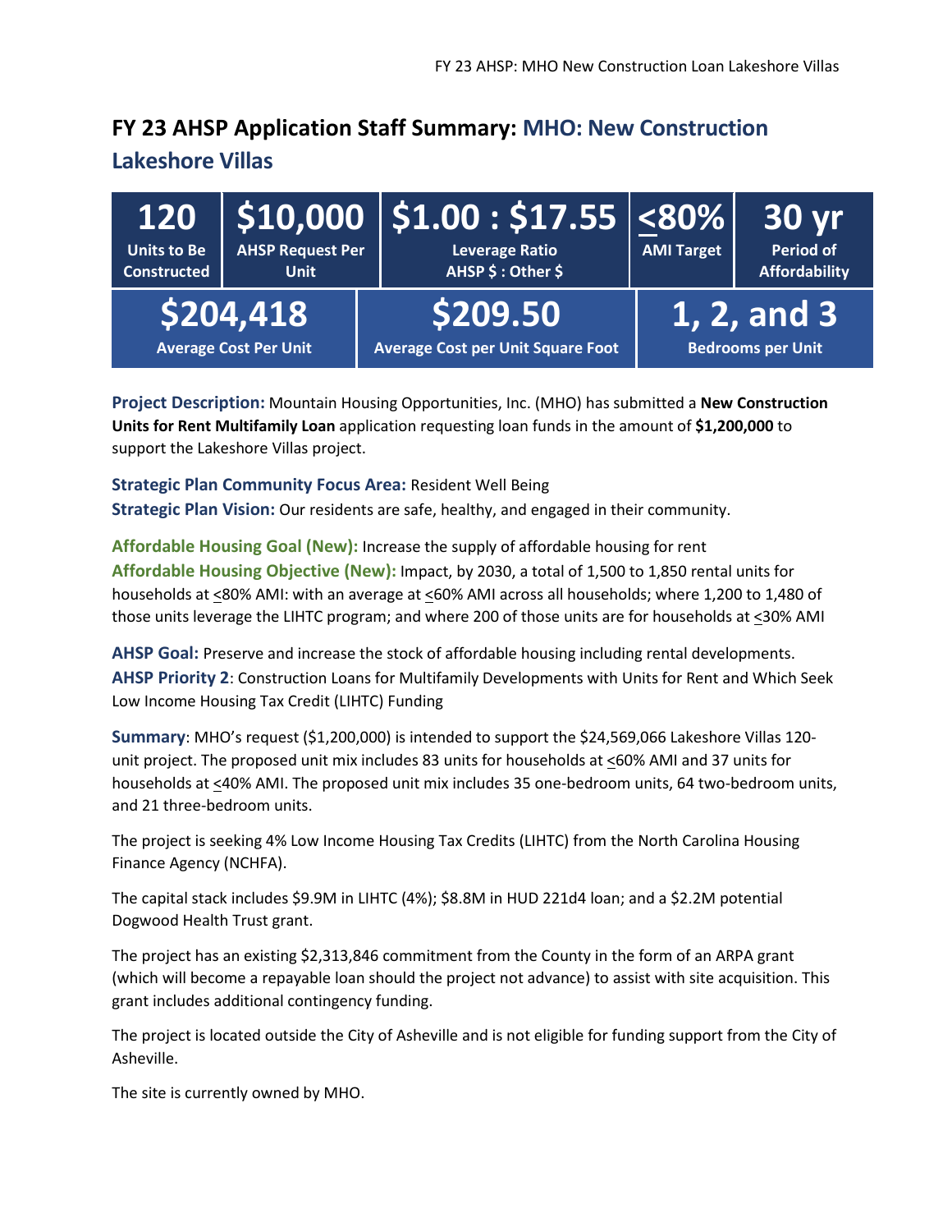# FY 23 AHSP Application Staff Summary: MHO: New Construction Lakeshore Villas

| 120 | $10,000 | $1.00 : $17.55 | ≤80% | 30 yr |
|---|---|---|---|---|
| Units to Be Constructed | AHSP Request Per Unit | Leverage Ratio AHSP $ : Other $ | AMI Target | Period of Affordability |

| $204,418 | $209.50 | 1, 2, and 3 |
|---|---|---|
| Average Cost Per Unit | Average Cost per Unit Square Foot | Bedrooms per Unit |

**Project Description:** Mountain Housing Opportunities, Inc. (MHO) has submitted a **New Construction Units for Rent Multifamily Loan** application requesting loan funds in the amount of **$1,200,000** to support the Lakeshore Villas project.

**Strategic Plan Community Focus Area:** Resident Well Being
**Strategic Plan Vision:** Our residents are safe, healthy, and engaged in their community.

**Affordable Housing Goal (New):** Increase the supply of affordable housing for rent
**Affordable Housing Objective (New):** Impact, by 2030, a total of 1,500 to 1,850 rental units for households at ≤80% AMI: with an average at ≤60% AMI across all households; where 1,200 to 1,480 of those units leverage the LIHTC program; and where 200 of those units are for households at ≤30% AMI

**AHSP Goal:** Preserve and increase the stock of affordable housing including rental developments.
**AHSP Priority 2**: Construction Loans for Multifamily Developments with Units for Rent and Which Seek Low Income Housing Tax Credit (LIHTC) Funding

**Summary**: MHO's request ($1,200,000) is intended to support the $24,569,066 Lakeshore Villas 120-unit project. The proposed unit mix includes 83 units for households at ≤60% AMI and 37 units for households at ≤40% AMI. The proposed unit mix includes 35 one-bedroom units, 64 two-bedroom units, and 21 three-bedroom units.

The project is seeking 4% Low Income Housing Tax Credits (LIHTC) from the North Carolina Housing Finance Agency (NCHFA).

The capital stack includes $9.9M in LIHTC (4%); $8.8M in HUD 221d4 loan; and a $2.2M potential Dogwood Health Trust grant.

The project has an existing $2,313,846 commitment from the County in the form of an ARPA grant (which will become a repayable loan should the project not advance) to assist with site acquisition. This grant includes additional contingency funding.

The project is located outside the City of Asheville and is not eligible for funding support from the City of Asheville.

The site is currently owned by MHO.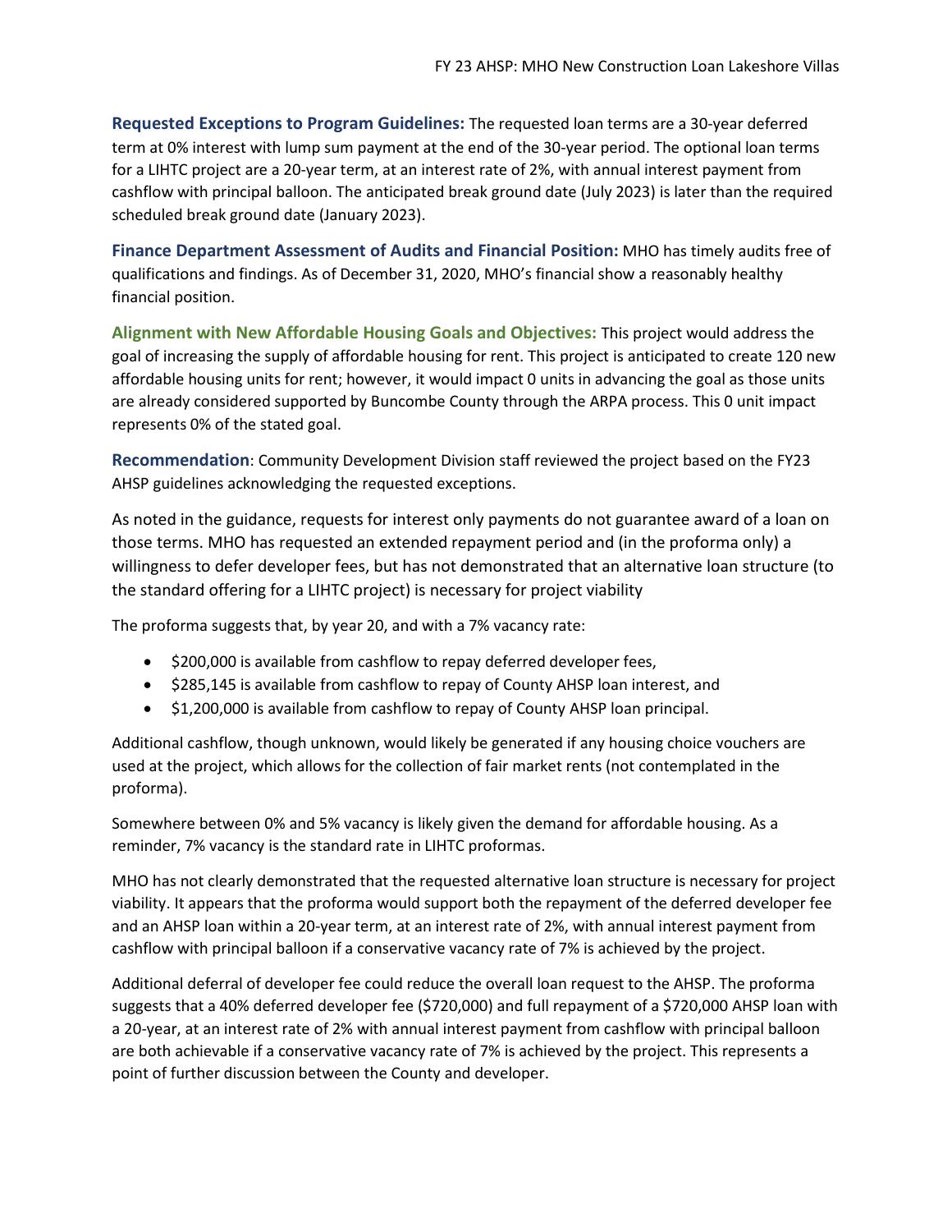**Requested Exceptions to Program Guidelines:** The requested loan terms are a 30-year deferred term at 0% interest with lump sum payment at the end of the 30-year period. The optional loan terms for a LIHTC project are a 20-year term, at an interest rate of 2%, with annual interest payment from cashflow with principal balloon. The anticipated break ground date (July 2023) is later than the required scheduled break ground date (January 2023).

**Finance Department Assessment of Audits and Financial Position:** MHO has timely audits free of qualifications and findings. As of December 31, 2020, MHO's financial show a reasonably healthy financial position.

**Alignment with New Affordable Housing Goals and Objectives:** This project would address the goal of increasing the supply of affordable housing for rent. This project is anticipated to create 120 new affordable housing units for rent; however, it would impact 0 units in advancing the goal as those units are already considered supported by Buncombe County through the ARPA process. This 0 unit impact represents 0% of the stated goal.

**Recommendation**: Community Development Division staff reviewed the project based on the FY23 AHSP guidelines acknowledging the requested exceptions.

As noted in the guidance, requests for interest only payments do not guarantee award of a loan on those terms. MHO has requested an extended repayment period and (in the proforma only) a willingness to defer developer fees, but has not demonstrated that an alternative loan structure (to the standard offering for a LIHTC project) is necessary for project viability

The proforma suggests that, by year 20, and with a 7% vacancy rate:

- $200,000 is available from cashflow to repay deferred developer fees,
- $285,145 is available from cashflow to repay of County AHSP loan interest, and
- $1,200,000 is available from cashflow to repay of County AHSP loan principal.

Additional cashflow, though unknown, would likely be generated if any housing choice vouchers are used at the project, which allows for the collection of fair market rents (not contemplated in the proforma).

Somewhere between 0% and 5% vacancy is likely given the demand for affordable housing. As a reminder, 7% vacancy is the standard rate in LIHTC proformas.

MHO has not clearly demonstrated that the requested alternative loan structure is necessary for project viability. It appears that the proforma would support both the repayment of the deferred developer fee and an AHSP loan within a 20-year term, at an interest rate of 2%, with annual interest payment from cashflow with principal balloon if a conservative vacancy rate of 7% is achieved by the project.

Additional deferral of developer fee could reduce the overall loan request to the AHSP. The proforma suggests that a 40% deferred developer fee ($720,000) and full repayment of a $720,000 AHSP loan with a 20-year, at an interest rate of 2% with annual interest payment from cashflow with principal balloon are both achievable if a conservative vacancy rate of 7% is achieved by the project. This represents a point of further discussion between the County and developer.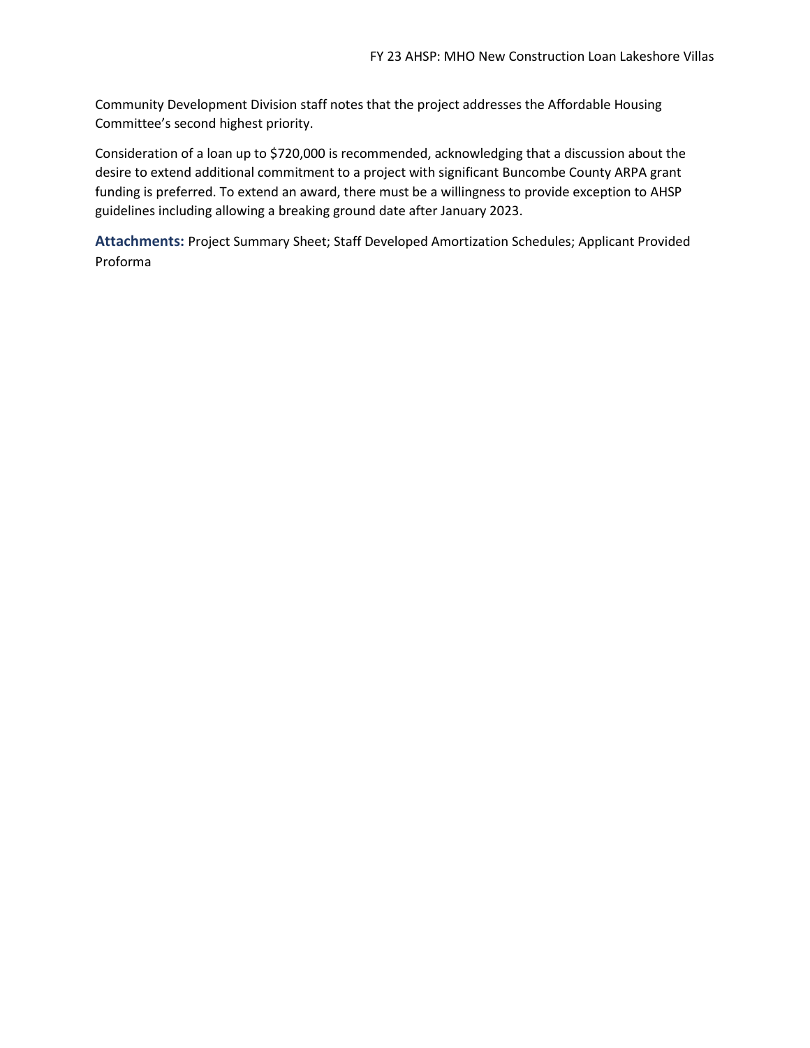Community Development Division staff notes that the project addresses the Affordable Housing Committee's second highest priority.

Consideration of a loan up to $720,000 is recommended, acknowledging that a discussion about the desire to extend additional commitment to a project with significant Buncombe County ARPA grant funding is preferred. To extend an award, there must be a willingness to provide exception to AHSP guidelines including allowing a breaking ground date after January 2023.

**Attachments:** Project Summary Sheet; Staff Developed Amortization Schedules; Applicant Provided Proforma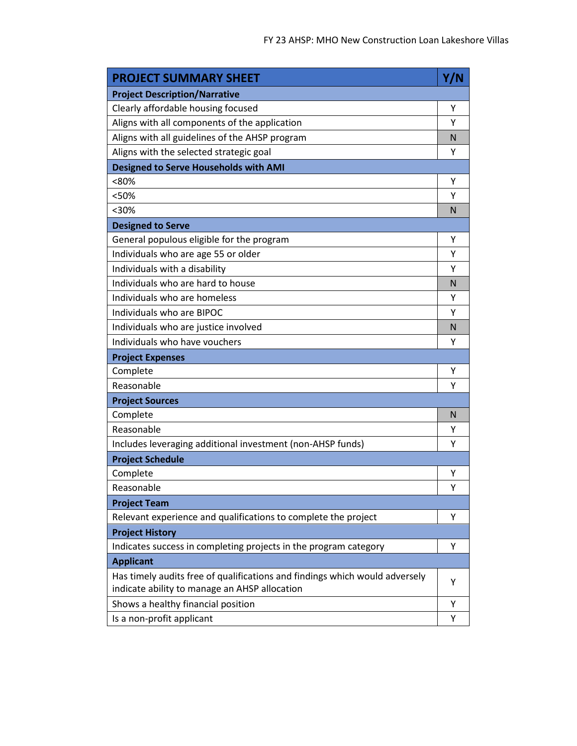FY 23 AHSP: MHO New Construction Loan Lakeshore Villas

| PROJECT SUMMARY SHEET | Y/N |
|---|---|
| **Project Description/Narrative** | |
| Clearly affordable housing focused | Y |
| Aligns with all components of the application | Y |
| Aligns with all guidelines of the AHSP program | N |
| Aligns with the selected strategic goal | Y |
| **Designed to Serve Households with AMI** | |
| <80% | Y |
| <50% | Y |
| <30% | N |
| **Designed to Serve** | |
| General populous eligible for the program | Y |
| Individuals who are age 55 or older | Y |
| Individuals with a disability | Y |
| Individuals who are hard to house | N |
| Individuals who are homeless | Y |
| Individuals who are BIPOC | Y |
| Individuals who are justice involved | N |
| Individuals who have vouchers | Y |
| **Project Expenses** | |
| Complete | Y |
| Reasonable | Y |
| **Project Sources** | |
| Complete | N |
| Reasonable | Y |
| Includes leveraging additional investment (non-AHSP funds) | Y |
| **Project Schedule** | |
| Complete | Y |
| Reasonable | Y |
| **Project Team** | |
| Relevant experience and qualifications to complete the project | Y |
| **Project History** | |
| Indicates success in completing projects in the program category | Y |
| **Applicant** | |
| Has timely audits free of qualifications and findings which would adversely indicate ability to manage an AHSP allocation | Y |
| Shows a healthy financial position | Y |
| Is a non-profit applicant | Y |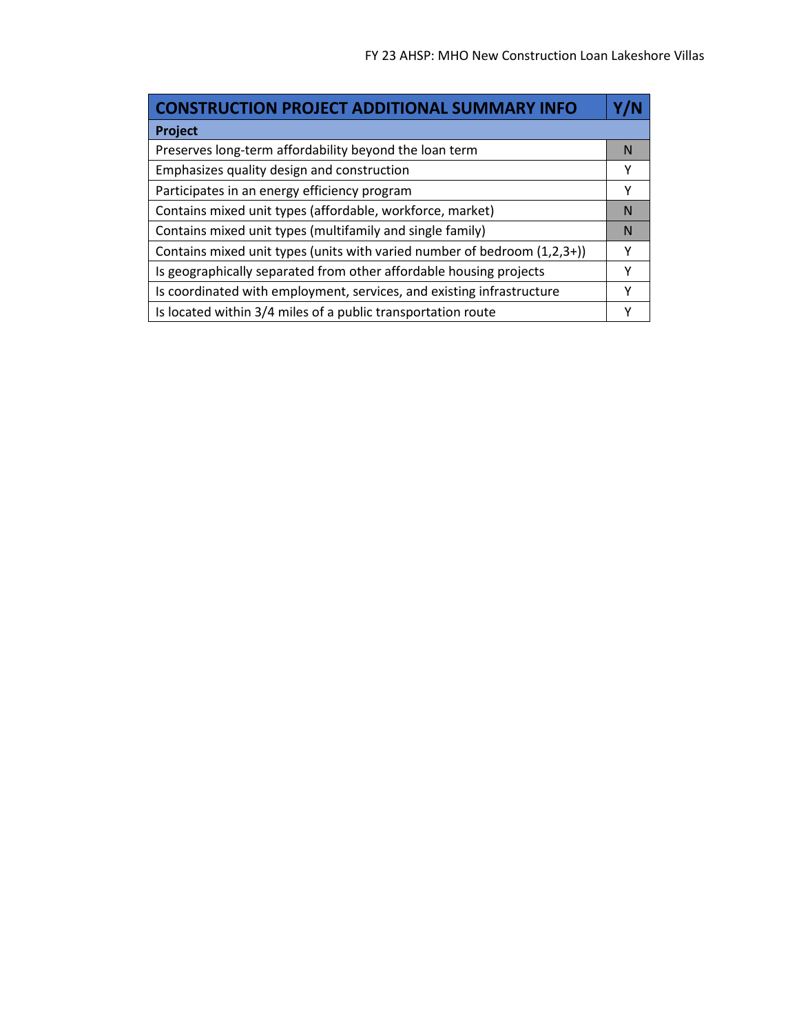| CONSTRUCTION PROJECT ADDITIONAL SUMMARY INFO | Y/N |
| --- | --- |
| **Project** | |
| Preserves long-term affordability beyond the loan term | N |
| Emphasizes quality design and construction | Y |
| Participates in an energy efficiency program | Y |
| Contains mixed unit types (affordable, workforce, market) | N |
| Contains mixed unit types (multifamily and single family) | N |
| Contains mixed unit types (units with varied number of bedroom (1,2,3+)) | Y |
| Is geographically separated from other affordable housing projects | Y |
| Is coordinated with employment, services, and existing infrastructure | Y |
| Is located within 3/4 miles of a public transportation route | Y |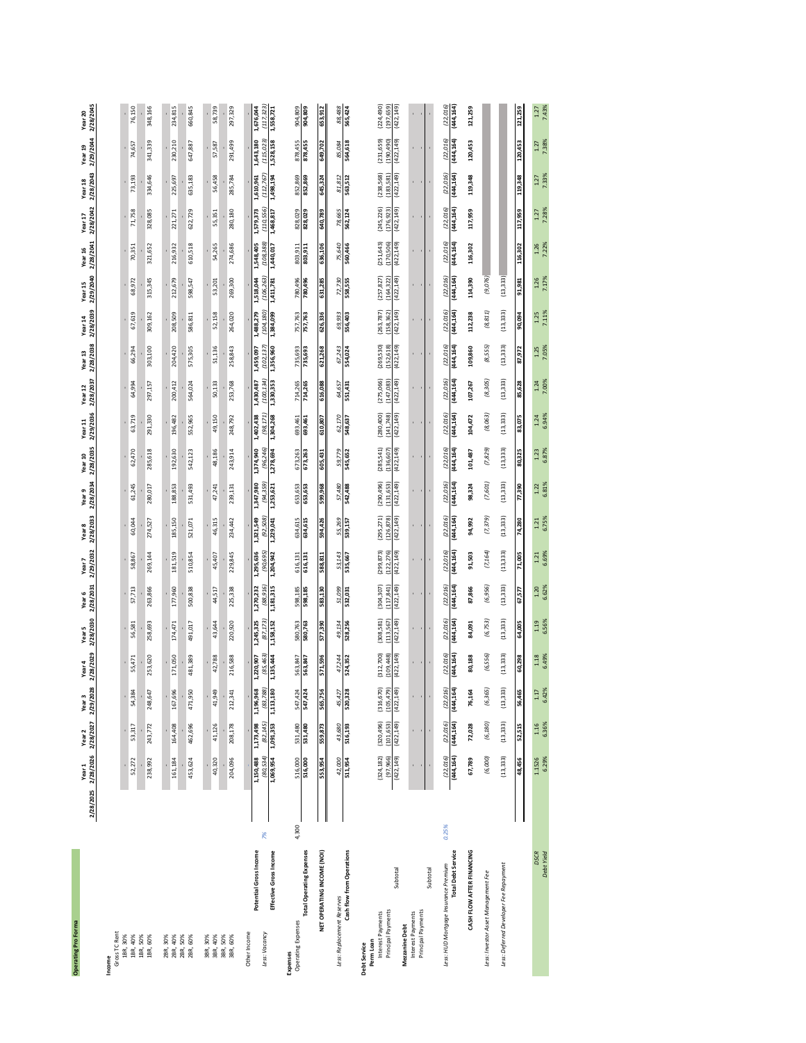## Operating Pro Forma

| | | 2/28/2025 | Year 1 2/28/2026 | Year 2 2/28/2027 | Year 3 2/29/2028 | Year 4 2/28/2029 | Year 5 2/28/2030 | Year 6 2/28/2031 | Year 7 2/29/2032 | Year 8 2/28/2033 | Year 9 2/28/2034 | Year 10 2/28/2035 | Year 11 2/29/2036 | Year 12 2/28/2037 | Year 13 2/28/2038 | Year 14 2/28/2039 | Year 15 2/29/2040 | Year 16 2/28/2041 | Year 17 2/28/2042 | Year 18 2/28/2043 | Year 19 2/29/2044 | Year 20 2/28/2045 |
|---|---|---|---|---|---|---|---|---|---|---|---|---|---|---|---|---|---|---|---|---|---|---|
| **Income** | | | | | | | | | | | | | | | | | | | | | | |
| Gross TC Rent | | | | | | | | | | | | | | | | | | | | | | |
| 1BR, 30% | | | - | - | - | - | - | - | - | - | - | - | - | - | - | - | - | - | - | - | - | - |
| 1BR, 40% | | | 52,272 | 53,317 | 54,384 | 55,471 | 56,581 | 57,713 | 58,867 | 60,044 | 61,245 | 62,470 | 63,719 | 64,994 | 66,294 | 67,619 | 68,972 | 70,351 | 71,758 | 73,193 | 74,657 | 76,150 |
| 1BR, 50% | | | - | - | - | - | - | - | - | - | - | - | - | - | - | - | - | - | - | - | - | - |
| 1BR, 60% | | | 238,992 | 243,772 | 248,647 | 253,620 | 258,693 | 263,866 | 269,144 | 274,527 | 280,017 | 285,618 | 291,330 | 297,157 | 303,100 | 309,162 | 315,345 | 321,652 | 328,085 | 334,646 | 341,339 | 348,166 |
| 2BR, 30% | | | - | - | - | - | - | - | - | - | - | - | - | - | - | - | - | - | - | - | - | - |
| 2BR, 40% | | | 161,184 | 164,408 | 167,696 | 171,050 | 174,471 | 177,960 | 181,519 | 185,150 | 188,853 | 192,630 | 196,482 | 200,412 | 204,420 | 208,509 | 212,679 | 216,932 | 221,271 | 225,697 | 230,210 | 234,815 |
| 2BR, 50% | | | - | - | - | - | - | - | - | - | - | - | - | - | - | - | - | - | - | - | - | - |
| 2BR, 60% | | | 453,624 | 462,696 | 471,950 | 481,389 | 491,017 | 500,838 | 510,854 | 521,071 | 531,493 | 542,123 | 552,965 | 564,024 | 575,305 | 586,811 | 598,547 | 610,518 | 622,729 | 635,183 | 647,887 | 660,845 |
| 3BR, 30% | | | - | - | - | - | - | - | - | - | - | - | - | - | - | - | - | - | - | - | - | - |
| 3BR, 40% | | | 40,320 | 41,126 | 41,949 | 42,788 | 43,644 | 44,517 | 45,407 | 46,315 | 47,241 | 48,186 | 49,150 | 50,133 | 51,136 | 52,158 | 53,201 | 54,265 | 55,351 | 56,458 | 57,587 | 58,739 |
| 3BR, 50% | | | - | - | - | - | - | - | - | - | - | - | - | - | - | - | - | - | - | - | - | - |
| 3BR, 60% | | | 204,096 | 208,178 | 212,341 | 216,588 | 220,920 | 225,338 | 229,845 | 234,442 | 239,131 | 243,914 | 248,792 | 253,768 | 258,843 | 264,020 | 269,300 | 274,686 | 280,180 | 285,784 | 291,499 | 297,329 |
| Other Income | | | - | - | - | - | - | - | - | - | - | - | - | - | - | - | - | - | - | - | - | - |
| **Potential Gross Income** | | | 1,150,488 | 1,173,498 | 1,196,968 | 1,220,907 | 1,245,325 | 1,270,232 | 1,295,636 | 1,321,549 | 1,347,980 | 1,374,940 | 1,402,438 | 1,430,487 | 1,459,097 | 1,488,279 | 1,518,044 | 1,548,405 | 1,579,373 | 1,610,961 | 1,643,180 | 1,676,044 |
| *Less: Vacancy* | 7% | | (80,534) | (82,145) | (83,788) | (85,463) | (87,173) | (88,916) | (90,695) | (92,508) | (94,359) | (96,246) | (98,171) | (100,134) | (102,137) | (104,180) | (106,263) | (108,388) | (110,556) | (112,767) | (115,023) | (117,323) |
| **Effective Gross Income** | | | 1,069,954 | 1,091,353 | 1,113,180 | 1,135,444 | 1,158,152 | 1,181,315 | 1,204,942 | 1,229,041 | 1,253,621 | 1,278,694 | 1,304,268 | 1,330,353 | 1,356,960 | 1,384,099 | 1,411,781 | 1,440,017 | 1,468,817 | 1,498,194 | 1,528,158 | 1,558,721 |
| **Expenses** | | | | | | | | | | | | | | | | | | | | | | |
| Operating Expenses | 4,300 | | 516,000 | 531,480 | 547,424 | 563,847 | 580,763 | 598,185 | 616,131 | 634,615 | 653,653 | 673,263 | 693,461 | 714,265 | 735,693 | 757,763 | 780,496 | 803,911 | 828,029 | 852,869 | 878,455 | 904,809 |
| **Total Operating Expenses** | | | 516,000 | 531,480 | 547,424 | 563,847 | 580,763 | 598,185 | 616,131 | 634,615 | 653,653 | 673,263 | 693,461 | 714,265 | 735,693 | 757,763 | 780,496 | 803,911 | 828,029 | 852,869 | 878,455 | 904,809 |
| **NET OPERATING INCOME (NOI)** | | | 553,954 | 559,873 | 565,756 | 571,596 | 577,390 | 583,130 | 588,811 | 594,426 | 599,968 | 605,431 | 610,807 | 616,088 | 621,268 | 626,336 | 631,285 | 636,106 | 640,789 | 645,324 | 649,702 | 653,912 |
| *Less: Replacement Reserves* | | | 42,000 | 43,680 | 45,427 | 47,244 | 49,134 | 51,099 | 53,143 | 55,269 | 57,480 | 59,779 | 62,170 | 64,657 | 67,243 | 69,933 | 72,730 | 75,640 | 78,665 | 81,812 | 85,084 | 88,488 |
| **Cash flow from Operations** | | | 511,954 | 516,193 | 520,328 | 524,352 | 528,256 | 532,031 | 535,667 | 539,157 | 542,488 | 545,652 | 548,637 | 551,431 | 554,024 | 556,403 | 558,555 | 560,466 | 562,124 | 563,512 | 564,618 | 565,424 |
| **Debt Service** | | | | | | | | | | | | | | | | | | | | | | |
| **Perm Loan** | | | | | | | | | | | | | | | | | | | | | | |
| Interest Payments | | | (324,182) | (320,496) | (316,670) | (312,700) | (308,581) | (304,307) | (299,873) | (295,271) | (290,496) | (285,541) | (280,400) | (275,066) | (269,530) | (263,787) | (257,827) | (251,643) | (245,226) | (238,568) | (231,659) | (224,490) |
| Principal Payments | | | (97,966) | (101,653) | (105,479) | (109,448) | (113,567) | (117,841) | (122,276) | (126,878) | (131,653) | (136,607) | (141,748) | (147,083) | (152,618) | (158,362) | (164,322) | (170,506) | (176,923) | (183,581) | (190,490) | (197,659) |
| Subtotal | | | (422,149) | (422,149) | (422,149) | (422,149) | (422,149) | (422,149) | (422,149) | (422,149) | (422,149) | (422,149) | (422,149) | (422,149) | (422,149) | (422,149) | (422,149) | (422,149) | (422,149) | (422,149) | (422,149) | (422,149) |
| **Mezzanine Debt** | | | | | | | | | | | | | | | | | | | | | | |
| Interest Payments | | | - | - | - | - | - | - | - | - | - | - | - | - | - | - | - | - | - | - | - | - |
| Principal Payments | | | - | - | - | - | - | - | - | - | - | - | - | - | - | - | - | - | - | - | - | - |
| Subtotal | | | - | - | - | - | - | - | - | - | - | - | - | - | - | - | - | - | - | - | - | - |
| *Less: HUD Mortgage Insurance Premium* | 0.25% | | (22,016) | (22,016) | (22,016) | (22,016) | (22,016) | (22,016) | (22,016) | (22,016) | (22,016) | (22,016) | (22,016) | (22,016) | (22,016) | (22,016) | (22,016) | (22,016) | (22,016) | (22,016) | (22,016) | (22,016) |
| **Total Debt Service** | | | (444,164) | (444,164) | (444,164) | (444,164) | (444,164) | (444,164) | (444,164) | (444,164) | (444,164) | (444,164) | (444,164) | (444,164) | (444,164) | (444,164) | (444,164) | (444,164) | (444,164) | (444,164) | (444,164) | (444,164) |
| **CASH FLOW AFTER FINANCING** | | | 67,789 | 72,028 | 76,164 | 80,188 | 84,091 | 87,866 | 91,503 | 94,992 | 98,324 | 101,487 | 104,472 | 107,267 | 109,860 | 112,238 | 114,390 | 116,302 | 117,959 | 119,348 | 120,453 | 121,259 |
| *Less: Investor Asset Management Fee* | | | (6,000) | (6,180) | (6,365) | (6,556) | (6,753) | (6,956) | (7,164) | (7,379) | (7,601) | (7,829) | (8,063) | (8,305) | (8,555) | (8,811) | (9,076) | | | | | |
| *Less: Deferred Developer Fee Repayment* | | | (13,333) | (13,333) | (13,333) | (13,333) | (13,333) | (13,333) | (13,333) | (13,333) | (13,333) | (13,333) | (13,333) | (13,333) | (13,333) | (13,333) | (13,333) | | | | | |
| | | | 48,456 | 52,515 | 56,465 | 60,298 | 64,005 | 67,577 | 71,005 | 74,280 | 77,390 | 80,325 | 83,075 | 85,628 | 87,972 | 90,094 | 91,981 | 116,302 | 117,959 | 119,348 | 120,453 | 121,259 |
| *DSCR* | | | 1.1526 | 1.16 | 1.17 | 1.18 | 1.19 | 1.20 | 1.21 | 1.21 | 1.22 | 1.23 | 1.24 | 1.24 | 1.25 | 1.25 | 1.26 | 1.26 | 1.27 | 1.27 | 1.27 | 1.27 |
| *Debt Yield* | | | 6.29% | 6.36% | 6.42% | 6.49% | 6.56% | 6.62% | 6.69% | 6.75% | 6.81% | 6.87% | 6.94% | 7.00% | 7.05% | 7.11% | 7.17% | 7.22% | 7.28% | 7.33% | 7.38% | 7.43% |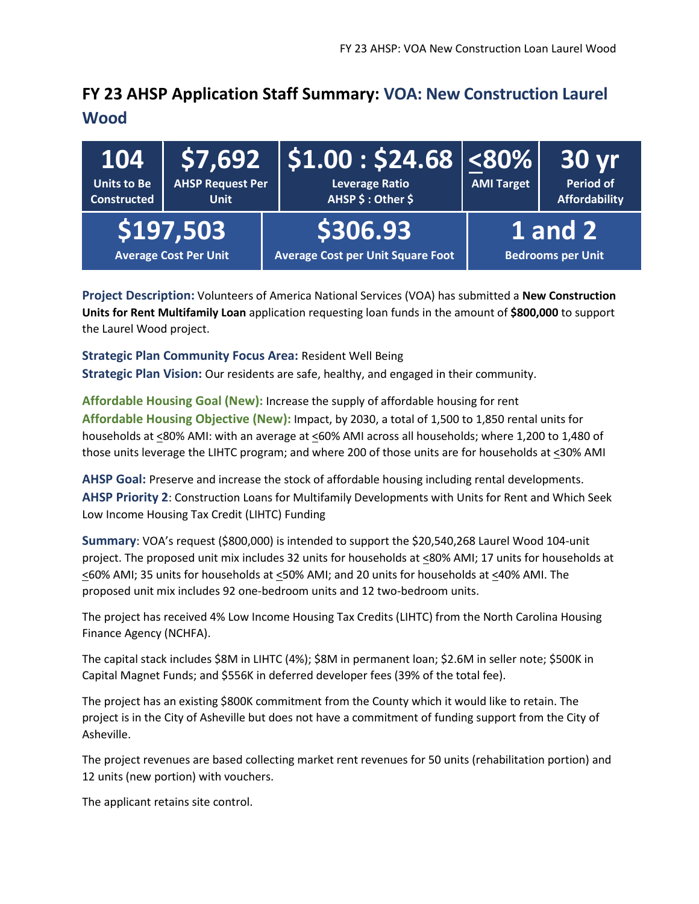# FY 23 AHSP Application Staff Summary: VOA: New Construction Laurel Wood

| 104 | $7,692 | $1.00 : $24.68 | <80% | 30 yr |
|---|---|---|---|---|
| Units to Be Constructed | AHSP Request Per Unit | Leverage Ratio AHSP $ : Other $ | AMI Target | Period of Affordability |

| $197,503 | $306.93 | 1 and 2 |
|---|---|---|
| Average Cost Per Unit | Average Cost per Unit Square Foot | Bedrooms per Unit |

**Project Description:** Volunteers of America National Services (VOA) has submitted a **New Construction Units for Rent Multifamily Loan** application requesting loan funds in the amount of **$800,000** to support the Laurel Wood project.

**Strategic Plan Community Focus Area:** Resident Well Being
**Strategic Plan Vision:** Our residents are safe, healthy, and engaged in their community.

**Affordable Housing Goal (New):** Increase the supply of affordable housing for rent
**Affordable Housing Objective (New):** Impact, by 2030, a total of 1,500 to 1,850 rental units for households at ≤80% AMI: with an average at ≤60% AMI across all households; where 1,200 to 1,480 of those units leverage the LIHTC program; and where 200 of those units are for households at ≤30% AMI

**AHSP Goal:** Preserve and increase the stock of affordable housing including rental developments.
**AHSP Priority 2**: Construction Loans for Multifamily Developments with Units for Rent and Which Seek Low Income Housing Tax Credit (LIHTC) Funding

**Summary**: VOA's request ($800,000) is intended to support the $20,540,268 Laurel Wood 104-unit project. The proposed unit mix includes 32 units for households at ≤80% AMI; 17 units for households at ≤60% AMI; 35 units for households at ≤50% AMI; and 20 units for households at ≤40% AMI. The proposed unit mix includes 92 one-bedroom units and 12 two-bedroom units.

The project has received 4% Low Income Housing Tax Credits (LIHTC) from the North Carolina Housing Finance Agency (NCHFA).

The capital stack includes $8M in LIHTC (4%); $8M in permanent loan; $2.6M in seller note; $500K in Capital Magnet Funds; and $556K in deferred developer fees (39% of the total fee).

The project has an existing $800K commitment from the County which it would like to retain. The project is in the City of Asheville but does not have a commitment of funding support from the City of Asheville.

The project revenues are based collecting market rent revenues for 50 units (rehabilitation portion) and 12 units (new portion) with vouchers.

The applicant retains site control.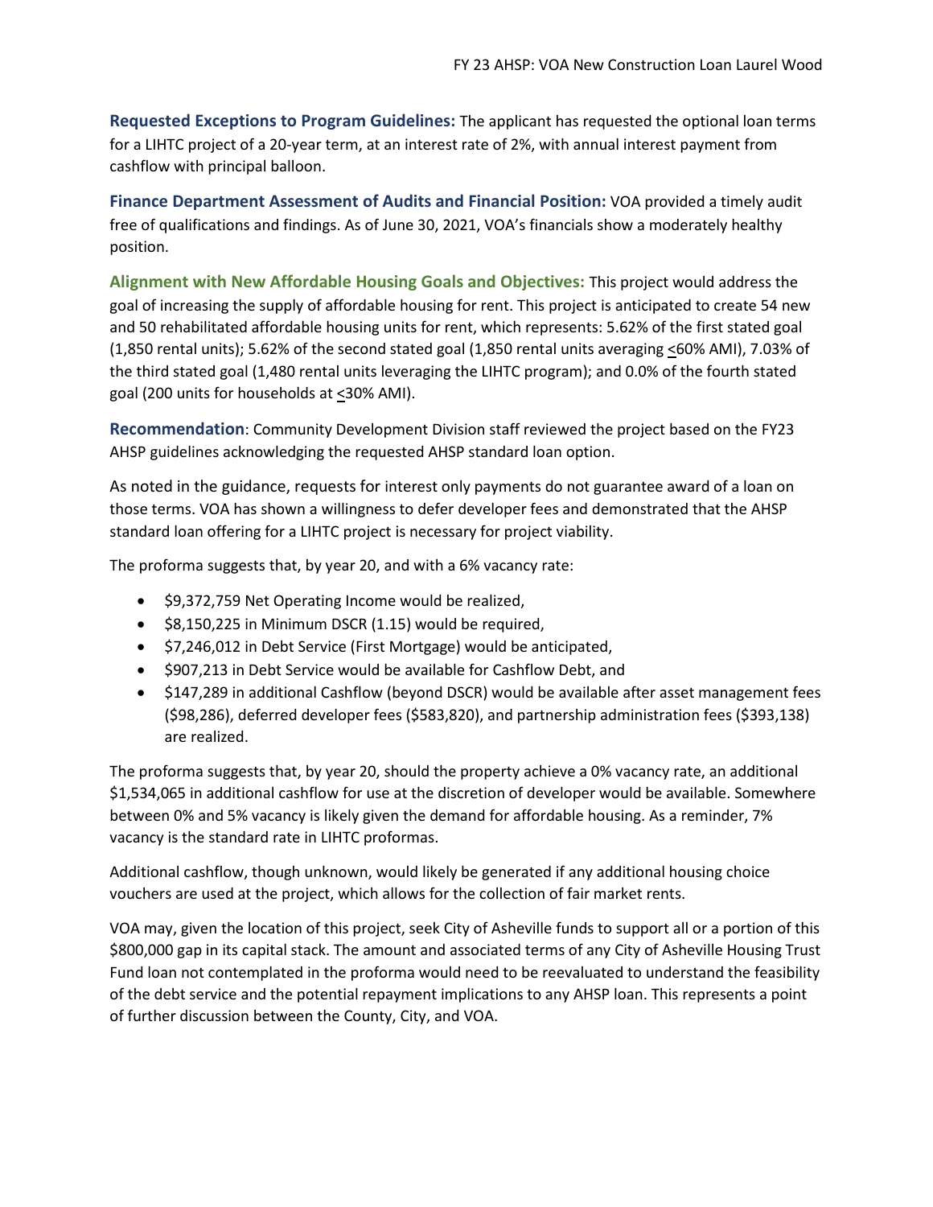**Requested Exceptions to Program Guidelines:** The applicant has requested the optional loan terms for a LIHTC project of a 20-year term, at an interest rate of 2%, with annual interest payment from cashflow with principal balloon.

**Finance Department Assessment of Audits and Financial Position:** VOA provided a timely audit free of qualifications and findings. As of June 30, 2021, VOA's financials show a moderately healthy position.

**Alignment with New Affordable Housing Goals and Objectives:** This project would address the goal of increasing the supply of affordable housing for rent. This project is anticipated to create 54 new and 50 rehabilitated affordable housing units for rent, which represents: 5.62% of the first stated goal (1,850 rental units); 5.62% of the second stated goal (1,850 rental units averaging ≤60% AMI), 7.03% of the third stated goal (1,480 rental units leveraging the LIHTC program); and 0.0% of the fourth stated goal (200 units for households at ≤30% AMI).

**Recommendation**: Community Development Division staff reviewed the project based on the FY23 AHSP guidelines acknowledging the requested AHSP standard loan option.

As noted in the guidance, requests for interest only payments do not guarantee award of a loan on those terms. VOA has shown a willingness to defer developer fees and demonstrated that the AHSP standard loan offering for a LIHTC project is necessary for project viability.

The proforma suggests that, by year 20, and with a 6% vacancy rate:

- $9,372,759 Net Operating Income would be realized,
- $8,150,225 in Minimum DSCR (1.15) would be required,
- $7,246,012 in Debt Service (First Mortgage) would be anticipated,
- $907,213 in Debt Service would be available for Cashflow Debt, and
- $147,289 in additional Cashflow (beyond DSCR) would be available after asset management fees ($98,286), deferred developer fees ($583,820), and partnership administration fees ($393,138) are realized.

The proforma suggests that, by year 20, should the property achieve a 0% vacancy rate, an additional $1,534,065 in additional cashflow for use at the discretion of developer would be available. Somewhere between 0% and 5% vacancy is likely given the demand for affordable housing. As a reminder, 7% vacancy is the standard rate in LIHTC proformas.

Additional cashflow, though unknown, would likely be generated if any additional housing choice vouchers are used at the project, which allows for the collection of fair market rents.

VOA may, given the location of this project, seek City of Asheville funds to support all or a portion of this $800,000 gap in its capital stack. The amount and associated terms of any City of Asheville Housing Trust Fund loan not contemplated in the proforma would need to be reevaluated to understand the feasibility of the debt service and the potential repayment implications to any AHSP loan. This represents a point of further discussion between the County, City, and VOA.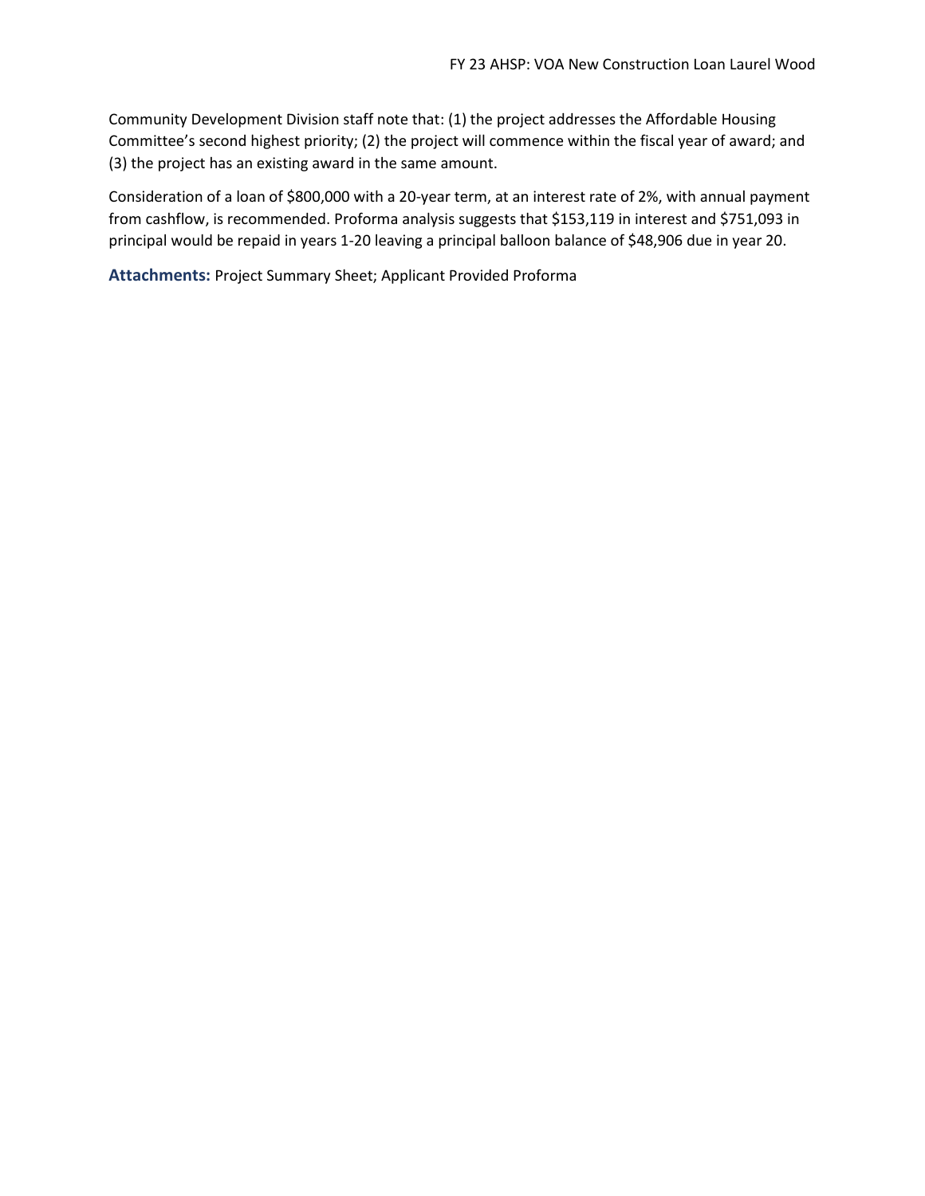Community Development Division staff note that: (1) the project addresses the Affordable Housing Committee's second highest priority; (2) the project will commence within the fiscal year of award; and (3) the project has an existing award in the same amount.

Consideration of a loan of $800,000 with a 20-year term, at an interest rate of 2%, with annual payment from cashflow, is recommended. Proforma analysis suggests that $153,119 in interest and $751,093 in principal would be repaid in years 1-20 leaving a principal balloon balance of $48,906 due in year 20.

**Attachments:** Project Summary Sheet; Applicant Provided Proforma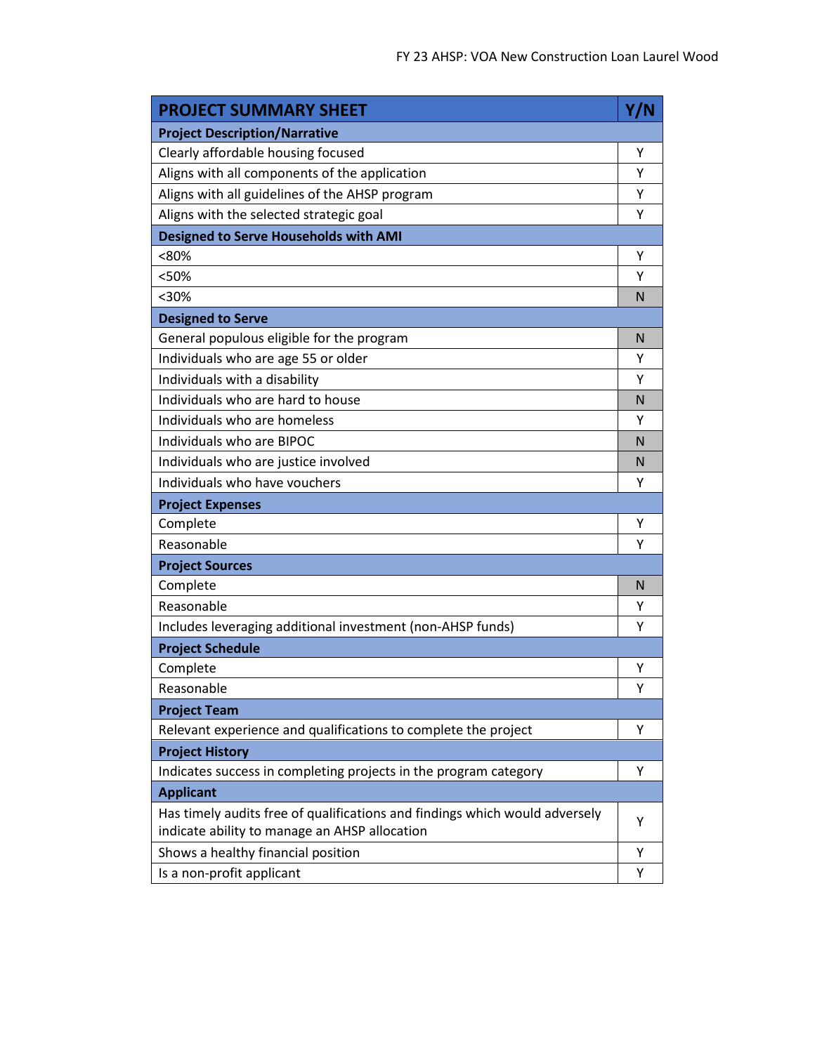| PROJECT SUMMARY SHEET | Y/N |
|---|---|
| **Project Description/Narrative** | |
| Clearly affordable housing focused | Y |
| Aligns with all components of the application | Y |
| Aligns with all guidelines of the AHSP program | Y |
| Aligns with the selected strategic goal | Y |
| **Designed to Serve Households with AMI** | |
| <80% | Y |
| <50% | Y |
| <30% | N |
| **Designed to Serve** | |
| General populous eligible for the program | N |
| Individuals who are age 55 or older | Y |
| Individuals with a disability | Y |
| Individuals who are hard to house | N |
| Individuals who are homeless | Y |
| Individuals who are BIPOC | N |
| Individuals who are justice involved | N |
| Individuals who have vouchers | Y |
| **Project Expenses** | |
| Complete | Y |
| Reasonable | Y |
| **Project Sources** | |
| Complete | N |
| Reasonable | Y |
| Includes leveraging additional investment (non-AHSP funds) | Y |
| **Project Schedule** | |
| Complete | Y |
| Reasonable | Y |
| **Project Team** | |
| Relevant experience and qualifications to complete the project | Y |
| **Project History** | |
| Indicates success in completing projects in the program category | Y |
| **Applicant** | |
| Has timely audits free of qualifications and findings which would adversely indicate ability to manage an AHSP allocation | Y |
| Shows a healthy financial position | Y |
| Is a non-profit applicant | Y |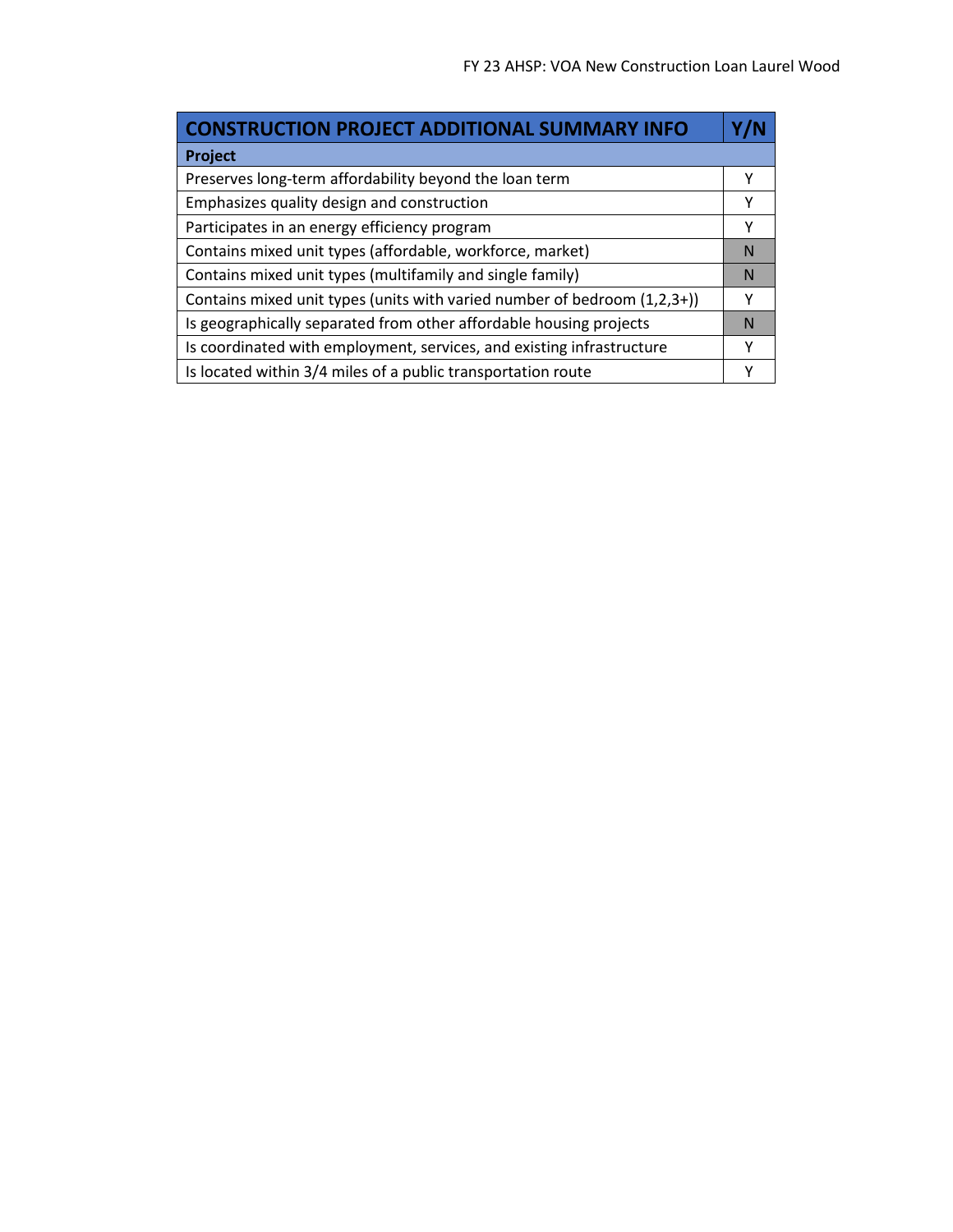| CONSTRUCTION PROJECT ADDITIONAL SUMMARY INFO | Y/N |
| --- | --- |
| **Project** | |
| Preserves long-term affordability beyond the loan term | Y |
| Emphasizes quality design and construction | Y |
| Participates in an energy efficiency program | Y |
| Contains mixed unit types (affordable, workforce, market) | N |
| Contains mixed unit types (multifamily and single family) | N |
| Contains mixed unit types (units with varied number of bedroom (1,2,3+)) | Y |
| Is geographically separated from other affordable housing projects | N |
| Is coordinated with employment, services, and existing infrastructure | Y |
| Is located within 3/4 miles of a public transportation route | Y |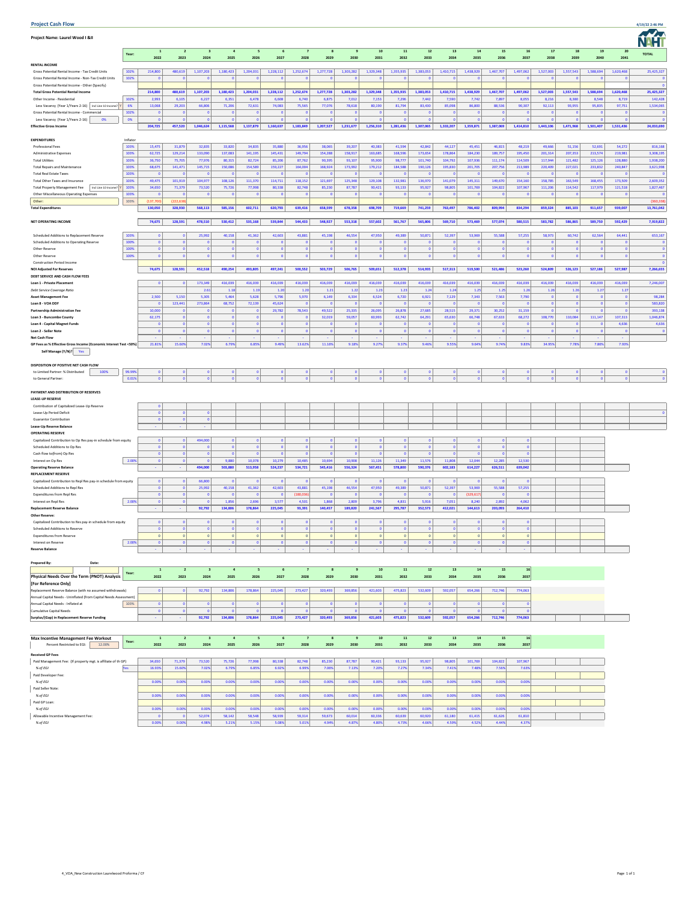## Project Cash Flow

**Project Name: Laurel Wood I &II**

| | | 1 | 2 | 3 | 4 | 5 | 6 | 7 | 8 | 9 | 10 | 11 | 12 | 13 | 14 | 15 | 16 | 17 | 18 | 19 | 20 | TOTAL |
|---|---|---|---|---|---|---|---|---|---|---|---|---|---|---|---|---|---|---|---|---|---|---|
| Year: | | 2022 | 2023 | 2024 | 2025 | 2026 | 2027 | 2028 | 2029 | 2030 | 2031 | 2032 | 2033 | 2034 | 2035 | 2036 | 2037 | 2038 | 2039 | 2040 | 2041 | |
| **RENTAL INCOME** | | | | | | | | | | | | | | | | | | | | | | |
| Gross Potential Rental Income - Tax Credit Units | 102% | 214,800 | 480,619 | 1,107,203 | 1,180,423 | 1,204,031 | 1,228,112 | 1,252,674 | 1,277,728 | 1,303,282 | 1,329,348 | 1,355,935 | 1,383,053 | 1,410,715 | 1,438,929 | 1,467,707 | 1,497,062 | 1,527,003 | 1,557,543 | 1,588,694 | 1,620,468 | 25,425,327 |
| Gross Potential Rental Income - Non-Tax Credit Units | 102% | 0 | 0 | 0 | 0 | 0 | 0 | 0 | 0 | 0 | 0 | 0 | 0 | 0 | 0 | 0 | 0 | 0 | 0 | 0 | 0 | 0 |
| Gross Potential Rental Income - Other (Specify) | | | | | | | | | | | | | | | | | | | | | | 0 |
| **Total Gross Potential Rental Income** | | 214,800 | 480,619 | 1,107,203 | 1,180,423 | 1,204,031 | 1,228,112 | 1,252,674 | 1,277,728 | 1,303,282 | 1,329,348 | 1,355,935 | 1,383,053 | 1,410,715 | 1,438,929 | 1,467,707 | 1,497,062 | 1,527,003 | 1,557,543 | 1,588,694 | 1,620,468 | 25,425,327 |
| Other Income - Residential | 102% | 2,993 | 6,105 | 6,227 | 6,351 | 6,478 | 6,608 | 6,740 | 6,875 | 7,012 | 7,153 | 7,296 | 7,442 | 7,590 | 7,742 | 7,897 | 8,055 | 8,216 | 8,380 | 8,548 | 8,719 | 142,428 |
| Less Vacancy (Year 1/Years 2-16) Incl Line 10 Income? Y | 6% | 13,068 | 29,203 | 66,806 | 71,206 | 72,631 | 74,083 | 75,565 | 77,076 | 78,618 | 80,190 | 81,794 | 83,430 | 85,098 | 86,800 | 88,536 | 90,307 | 92,113 | 93,955 | 95,835 | 97,751 | 1,534,065 |
| Gross Potential Rental Income - Commercial | 102% | 0 | 0 | 0 | 0 | 0 | 0 | 0 | 0 | 0 | 0 | 0 | 0 | 0 | 0 | 0 | 0 | 0 | 0 | 0 | 0 | 0 |
| Less Vacancy (Year 1/Years 2-16) 0% | 0% | 0 | 0 | 0 | 0 | 0 | 0 | 0 | 0 | 0 | 0 | 0 | 0 | 0 | 0 | 0 | 0 | 0 | 0 | 0 | 0 | 0 |
| **Effective Gross Income** | | 204,725 | 457,520 | 1,046,624 | 1,115,568 | 1,137,879 | 1,160,637 | 1,183,849 | 1,207,527 | 1,231,677 | 1,256,310 | 1,281,436 | 1,307,065 | 1,333,207 | 1,359,871 | 1,387,069 | 1,414,810 | 1,443,106 | 1,471,968 | 1,501,407 | 1,531,436 | 24,033,690 |
| **EXPENDITURES** | Inflator | | | | | | | | | | | | | | | | | | | | | |
| Professional Fees | 103% | 15,475 | 31,879 | 32,835 | 33,820 | 34,835 | 35,880 | 36,956 | 38,065 | 39,207 | 40,383 | 41,594 | 42,842 | 44,127 | 45,451 | 46,815 | 48,219 | 49,666 | 51,156 | 52,691 | 54,272 | 816,168 |
| Administrative Expenses | 103% | 62,725 | 129,214 | 133,090 | 137,083 | 141,195 | 145,431 | 149,794 | 154,288 | 158,917 | 163,685 | 168,596 | 173,654 | 178,864 | 184,230 | 189,757 | 195,450 | 201,314 | 207,353 | 213,574 | 219,981 | 3,308,195 |
| Total Utilities | 103% | 36,750 | 75,705 | 77,976 | 80,315 | 82,724 | 85,206 | 87,762 | 90,395 | 93,107 | 95,900 | 98,777 | 101,740 | 104,792 | 107,936 | 111,174 | 114,509 | 117,944 | 121,482 | 125,126 | 128,880 | 1,938,200 |
| Total Repairs and Maintenance | 103% | 68,675 | 141,471 | 145,715 | 150,086 | 154,589 | 159,227 | 164,004 | 168,924 | 173,992 | 179,212 | 184,588 | 190,126 | 195,830 | 201,705 | 207,756 | 213,989 | 220,409 | 227,021 | 233,832 | 240,847 | 3,621,998 |
| Total Real Estate Taxes | 103% | 0 | 0 | 0 | 0 | 0 | 0 | 0 | 0 | 0 | 0 | 0 | 0 | 0 | 0 | 0 | 0 | 0 | 0 | 0 | 0 | 0 |
| Total Other Taxes and Insurance | 103% | 49,475 | 101,919 | 104,977 | 108,126 | 111,370 | 114,711 | 118,152 | 121,697 | 125,348 | 129,108 | 132,981 | 136,970 | 141,079 | 145,311 | 149,670 | 154,160 | 158,785 | 163,549 | 168,455 | 173,509 | 2,609,352 |
| Total Property Management Fee Incl Line 10 Income? Y | 103% | 34,650 | 71,379 | 73,520 | 75,726 | 77,998 | 80,338 | 82,748 | 85,230 | 87,787 | 90,421 | 93,133 | 95,927 | 98,805 | 101,769 | 104,822 | 107,967 | 111,206 | 114,542 | 117,977 | 121,518 | 1,827,467 |
| Other Miscellaneous Operating Expenses | 103% | 0 | 0 | 0 | 0 | 0 | 0 | 0 | 0 | 0 | 0 | 0 | 0 | 0 | 0 | 0 | 0 | 0 | 0 | 0 | 0 | 0 |
| Other: | 103% | (137,700) | (222,638) | | | | | | | | | | | | | | | | | | | (360,338) |
| **Total Expenditures** | | 130,050 | 328,930 | 568,113 | 585,156 | 602,711 | 620,793 | 639,416 | 658,599 | 678,358 | 698,709 | 719,669 | 741,259 | 763,497 | 786,402 | 809,994 | 834,294 | 859,324 | 885,103 | 911,657 | 939,007 | 13,761,042 |
| **NET OPERATING INCOME** | | 74,675 | 128,591 | 478,510 | 530,412 | 535,168 | 539,844 | 544,433 | 548,927 | 553,318 | 557,602 | 561,767 | 565,806 | 569,710 | 573,469 | 577,074 | 580,515 | 583,782 | 586,865 | 589,750 | 592,429 | 7,919,822 |
| Scheduled Additions to Replacement Reserve | 103% | 0 | 0 | 25,992 | 40,158 | 41,362 | 42,603 | 43,881 | 45,198 | 46,554 | 47,950 | 49,389 | 50,871 | 52,397 | 53,969 | 55,588 | 57,255 | 58,973 | 60,742 | 62,564 | 64,441 | 653,167 |
| Scheduled Additions to Operating Reserve | 100% | 0 | 0 | 0 | 0 | 0 | 0 | 0 | 0 | 0 | 0 | 0 | 0 | 0 | 0 | 0 | 0 | 0 | 0 | 0 | 0 | 0 |
| Other Reserve | 100% | 0 | 0 | 0 | 0 | 0 | 0 | 0 | 0 | 0 | 0 | 0 | 0 | 0 | 0 | 0 | 0 | 0 | 0 | 0 | 0 | 0 |
| Other Reserve | 100% | 0 | 0 | 0 | 0 | 0 | 0 | 0 | 0 | 0 | 0 | 0 | 0 | 0 | 0 | 0 | 0 | 0 | 0 | 0 | 0 | 0 |
| Construction Period Income | | | | | | | | | | | | | | | | | | | | | | 0 |
| **NOI Adjusted For Reserves** | | 74,675 | 128,591 | 452,518 | 490,254 | 493,805 | 497,241 | 500,552 | 503,729 | 506,765 | 509,651 | 512,378 | 514,935 | 517,313 | 519,500 | 521,486 | 523,260 | 524,809 | 526,123 | 527,186 | 527,987 | 7,266,655 |
| **DEBT SERVICE AND CASH FLOW FEES** | | | | | | | | | | | | | | | | | | | | | | |
| **Loan 1 - Private Placement** | | 0 | 0 | 173,349 | 416,039 | 416,039 | 416,039 | 416,039 | 416,039 | 416,039 | 416,039 | 416,039 | 416,039 | 416,039 | 416,039 | 416,039 | 416,039 | 416,039 | 416,039 | 416,039 | 416,039 | 7,246,007 |
| *Debt Service Coverage Ratio* | | | | 2.61 | 1.18 | 1.19 | 1.20 | 1.20 | 1.21 | 1.22 | 1.23 | 1.23 | 1.24 | 1.25 | 1.25 | 1.26 | 1.26 | 1.26 | 1.26 | 1.27 | 1.27 | |
| **Asset Management Fee** | | 2,500 | 5,150 | 5,305 | 5,464 | 5,628 | 5,796 | 5,970 | 6,149 | 6,334 | 6,524 | 6,720 | 6,921 | 7,129 | 7,343 | 7,563 | 7,790 | 0 | 0 | 0 | 0 | 98,284 |
| **Loan 8 - VOA DDF** | | 0 | 123,441 | 273,864 | 68,752 | 72,139 | 45,624 | 0 | 0 | 0 | 0 | 0 | 0 | 0 | 0 | 0 | 0 | 0 | 0 | 0 | 0 | 583,820 |
| **Partnership Administration Fee** | | 10,000 | 0 | 0 | 0 | 0 | 29,782 | 78,543 | 49,522 | 25,335 | 26,095 | 26,878 | 27,685 | 28,515 | 29,371 | 30,252 | 31,159 | 0 | 0 | 0 | 0 | 393,138 |
| **Loan 3 - Buncombe County** | | 62,175 | 0 | 0 | 0 | 0 | 0 | 0 | 32,019 | 59,057 | 60,993 | 62,742 | 64,291 | 65,630 | 66,748 | 67,633 | 68,272 | 108,770 | 110,084 | 111,147 | 107,313 | 1,046,874 |
| **Loan 4 - Capital Magnet Funds** | | 0 | 0 | 0 | 0 | 0 | 0 | 0 | 0 | 0 | 0 | 0 | 0 | 0 | 0 | 0 | 0 | 0 | 0 | 0 | 4,636 | 4,636 |
| **Loan 2 - Seller Note** | | 0 | 0 | 0 | 0 | 0 | 0 | 0 | 0 | 0 | 0 | 0 | 0 | 0 | 0 | 0 | 0 | 0 | 0 | 0 | 0 | 0 |
| **Net Cash Flow** | | - | - | - | - | - | - | - | - | - | - | - | - | - | - | - | - | - | - | - | - | |
| **GP Fees as % Effective Gross Income (Economic Interest Test <50%)** | | 21.81% | 15.60% | 7.02% | 6.79% | 6.85% | 9.49% | 13.62% | 11.16% | 9.18% | 9.27% | 9.37% | 9.46% | 9.55% | 9.64% | 9.74% | 9.83% | 34.95% | 7.78% | 7.80% | 7.93% | |
| **Self Manage (Y/N)?** Yes | | | | | | | | | | | | | | | | | | | | | | |
| **DISPOSITION OF POSITIVE NET CASH FLOW** | | | | | | | | | | | | | | | | | | | | | | |
| to Limited Partner: % Distributed 100% | 99.99% | 0 | 0 | 0 | 0 | 0 | 0 | 0 | 0 | 0 | 0 | 0 | 0 | 0 | 0 | 0 | 0 | 0 | 0 | 0 | 0 | 0 |
| to General Partner: | 0.01% | 0 | 0 | 0 | 0 | 0 | 0 | 0 | 0 | 0 | 0 | 0 | 0 | 0 | 0 | 0 | 0 | 0 | 0 | 0 | 0 | 0 |

**PAYMENT AND DISTRIBUTION OF RESERVES**

| | | 1 | 2 | 3 | 4 | 5 | 6 | 7 | 8 | 9 | 10 | 11 | 12 | 13 | 14 | 15 | 16 | TOTAL |
|---|---|---|---|---|---|---|---|---|---|---|---|---|---|---|---|---|---|---|
| **LEASE-UP RESERVE** | | | | | | | | | | | | | | | | | | |
| Contribution of Capitalized Lease-Up Reserve | | 0 | | | | | | | | | | | | | | | | |
| Lease-Up Period Deficit | | 0 | 0 | 0 | | | | | | | | | | | | | | 0 |
| Guarantor Contribution | | 0 | 0 | 0 | | | | | | | | | | | | | | |
| **Lease-Up Reserve Balance** | | - | - | - | | | | | | | | | | | | | | |
| **OPERATING RESERVE** | | | | | | | | | | | | | | | | | | |
| Capitalized Contribution to Op Res pay-in schedule from equity | | 0 | 0 | 494,000 | 0 | 0 | 0 | 0 | 0 | 0 | 0 | 0 | 0 | 0 | 0 | 0 | 0 | |
| Scheduled Additions to Op Res | | 0 | 0 | 0 | 0 | 0 | 0 | 0 | 0 | 0 | 0 | 0 | 0 | 0 | 0 | 0 | 0 | |
| Cash flow to/(from) Op Res | | 0 | 0 | 0 | 0 | 0 | 0 | 0 | 0 | 0 | 0 | 0 | 0 | 0 | 0 | 0 | 0 | |
| Interest on Op Res | 2.00% | 0 | 0 | 0 | 9,880 | 10,078 | 10,279 | 10,485 | 10,694 | 10,908 | 11,126 | 11,349 | 11,576 | 11,808 | 12,044 | 12,285 | 12,530 | |
| **Operating Reserve Balance** | | - | - | 494,000 | 503,880 | 513,958 | 524,237 | 534,721 | 545,416 | 556,324 | 567,451 | 578,800 | 590,376 | 602,183 | 614,227 | 626,511 | 639,042 | |
| **REPLACEMENT RESERVE** | | | | | | | | | | | | | | | | | | |
| Capitalized Contribution to Repl Res pay-in schedule from equity | | 0 | 0 | 66,800 | 0 | 0 | 0 | 0 | 0 | 0 | 0 | 0 | 0 | 0 | 0 | 0 | 0 | |
| Scheduled Additions to Repl Res | | 0 | 0 | 25,992 | 40,158 | 41,362 | 42,603 | 43,881 | 45,198 | 46,554 | 47,950 | 49,389 | 50,871 | 52,397 | 53,969 | 55,588 | 57,255 | |
| Expenditures from Repl Res | | 0 | 0 | 0 | 0 | 0 | 0 | (180,036) | 0 | 0 | 0 | 0 | 0 | 0 | (329,617) | 0 | 0 | |
| Interest on Repl Res | 2.00% | 0 | 0 | 0 | 1,856 | 2,696 | 3,577 | 4,501 | 1,868 | 2,809 | 3,796 | 4,831 | 5,916 | 7,051 | 8,240 | 2,892 | 4,062 | |
| **Replacement Reserve Balance** | | - | - | 92,792 | 134,806 | 178,864 | 225,045 | 93,391 | 140,457 | 189,820 | 241,567 | 295,787 | 352,573 | 412,021 | 144,613 | 203,093 | 264,410 | |
| **Other Reserve:** | | | | | | | | | | | | | | | | | | |
| Capitalized Contribution to Res pay-in schedule from equity | | 0 | 0 | 0 | 0 | 0 | 0 | 0 | 0 | 0 | 0 | 0 | 0 | 0 | 0 | 0 | 0 | |
| Scheduled Additions to Reserve | | 0 | 0 | 0 | 0 | 0 | 0 | 0 | 0 | 0 | 0 | 0 | 0 | 0 | 0 | 0 | 0 | |
| Expenditures from Reserve | | 0 | 0 | 0 | 0 | 0 | 0 | 0 | 0 | 0 | 0 | 0 | 0 | 0 | 0 | 0 | 0 | |
| Interest on Reserve | 2.00% | 0 | 0 | 0 | 0 | 0 | 0 | 0 | 0 | 0 | 0 | 0 | 0 | 0 | 0 | 0 | 0 | |
| **Reserve Balance** | | - | - | - | - | - | - | - | - | - | - | - | - | - | - | - | - | |

**Prepared By:** **Date:**

| **Physical Needs Over the Term (PNOT) Analysis (For Reference Only)** | | 1 | 2 | 3 | 4 | 5 | 6 | 7 | 8 | 9 | 10 | 11 | 12 | 13 | 14 | 15 | 16 |
|---|---|---|---|---|---|---|---|---|---|---|---|---|---|---|---|---|---|
| Year: | | 2022 | 2023 | 2024 | 2025 | 2026 | 2027 | 2028 | 2029 | 2030 | 2031 | 2032 | 2033 | 2034 | 2035 | 2036 | 2037 |
| Replacement Reserve Balance (with no assumed withdrawals) | | 0 | 0 | 92,792 | 134,806 | 178,864 | 225,045 | 273,427 | 320,493 | 369,856 | 421,603 | 475,823 | 532,609 | 592,057 | 654,266 | 712,746 | 774,063 |
| Annual Capital Needs - Uninflated (from Capital Needs Assessment) | | | | | | | | | | | | | | | | | |
| Annual Capital Needs - Inflated at | 103% | 0 | 0 | 0 | 0 | 0 | 0 | 0 | 0 | 0 | 0 | 0 | 0 | 0 | 0 | 0 | 0 |
| Cumulative Capital Needs | | 0 | 0 | 0 | 0 | 0 | 0 | 0 | 0 | 0 | 0 | 0 | 0 | 0 | 0 | 0 | 0 |
| **Surplus/(Gap) in Replacement Reserve Funding** | | - | - | 92,792 | 134,806 | 178,864 | 225,045 | 273,427 | 320,493 | 369,856 | 421,603 | 475,823 | 532,609 | 592,057 | 654,266 | 712,746 | 774,063 |

| **Max Incentive Management Fee Workout** Percent Restricted to EGI: 12.00% | | 1 | 2 | 3 | 4 | 5 | 6 | 7 | 8 | 9 | 10 | 11 | 12 | 13 | 14 | 15 | 16 |
|---|---|---|---|---|---|---|---|---|---|---|---|---|---|---|---|---|---|
| Year: | | 2022 | 2023 | 2024 | 2025 | 2026 | 2027 | 2028 | 2029 | 2030 | 2031 | 2032 | 2033 | 2034 | 2035 | 2036 | 2037 |
| **Received GP Fees** | | | | | | | | | | | | | | | | | |
| Paid Management Fee: (If property mgt. is affiliate of th GP) | Yes | 34,650 | 71,379 | 73,520 | 75,726 | 77,998 | 80,338 | 82,748 | 85,230 | 87,787 | 90,421 | 93,133 | 95,927 | 98,805 | 101,769 | 104,822 | 107,967 |
| *% of EGI* | | 16.93% | 15.60% | 7.02% | 6.79% | 6.85% | 6.92% | 6.99% | 7.06% | 7.13% | 7.20% | 7.27% | 7.34% | 7.41% | 7.48% | 7.56% | 7.63% |
| Paid Developer Fee: | | | | | | | | | | | | | | | | | |
| *% of EGI* | | 0.00% | 0.00% | 0.00% | 0.00% | 0.00% | 0.00% | 0.00% | 0.00% | 0.00% | 0.00% | 0.00% | 0.00% | 0.00% | 0.00% | 0.00% | 0.00% |
| Paid Seller Note: | | | | | | | | | | | | | | | | | |
| *% of EGI* | | 0.00% | 0.00% | 0.00% | 0.00% | 0.00% | 0.00% | 0.00% | 0.00% | 0.00% | 0.00% | 0.00% | 0.00% | 0.00% | 0.00% | 0.00% | 0.00% |
| Paid GP Loan: | | | | | | | | | | | | | | | | | |
| *% of EGI* | | 0.00% | 0.00% | 0.00% | 0.00% | 0.00% | 0.00% | 0.00% | 0.00% | 0.00% | 0.00% | 0.00% | 0.00% | 0.00% | 0.00% | 0.00% | 0.00% |
| Allowable Incentive Management Fee: | | 0 | 0 | 52,074 | 58,142 | 58,548 | 58,939 | 59,314 | 59,673 | 60,014 | 60,336 | 60,639 | 60,920 | 61,180 | 61,415 | 61,626 | 61,810 |
| *% of EGI* | | 0.00% | 0.00% | 4.98% | 5.21% | 5.15% | 5.08% | 5.01% | 4.94% | 4.87% | 4.80% | 4.73% | 4.66% | 4.59% | 4.52% | 4.44% | 4.37% |